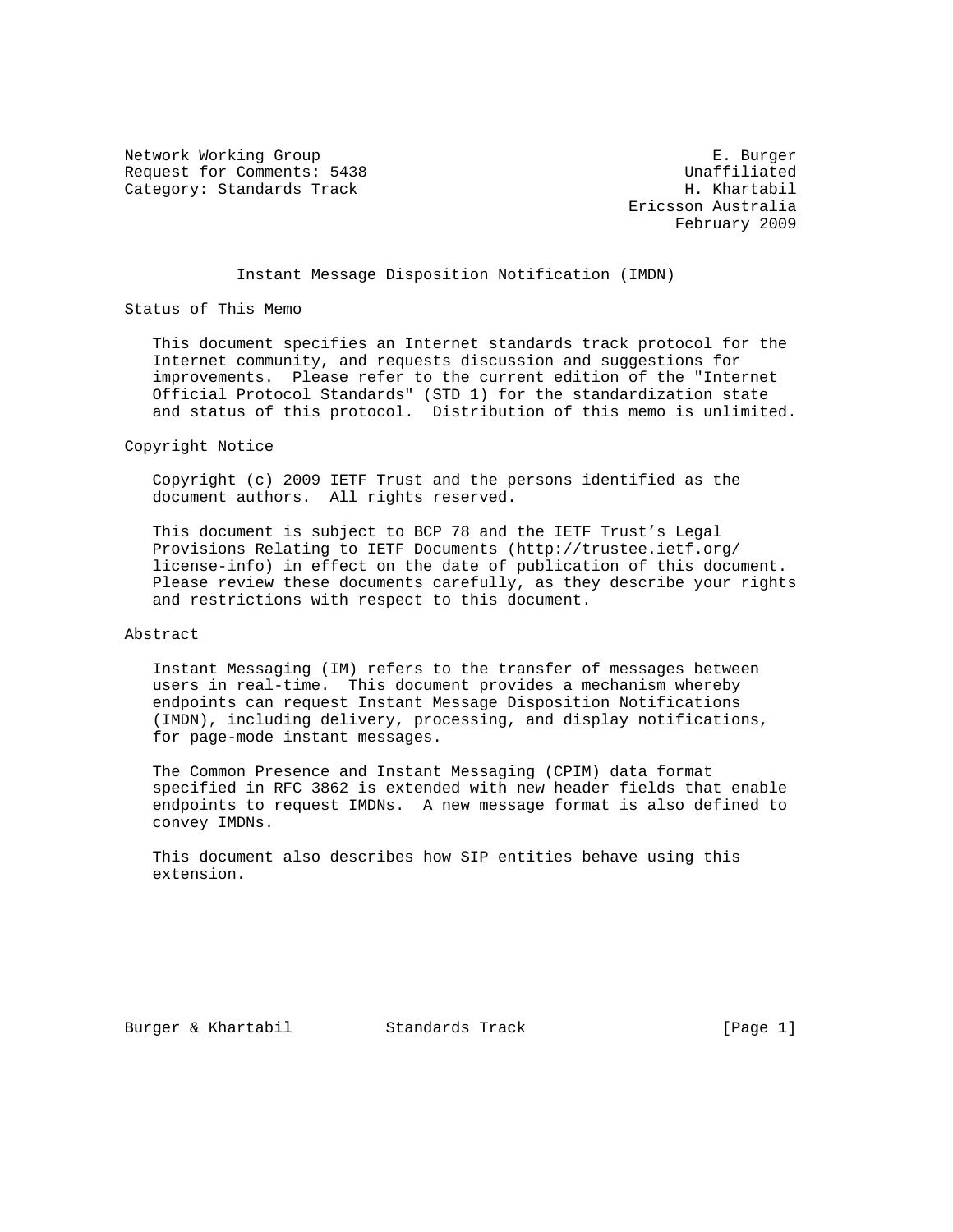Network Working Group E. Burger
Request for Comments: 5438 Unaffiliated
Category: Standards Track H. Khartabil
Ericsson Australia
February 2009

# Instant Message Disposition Notification (IMDN)

## Status of This Memo

This document specifies an Internet standards track protocol for the Internet community, and requests discussion and suggestions for improvements. Please refer to the current edition of the "Internet Official Protocol Standards" (STD 1) for the standardization state and status of this protocol. Distribution of this memo is unlimited.

## Copyright Notice

Copyright (c) 2009 IETF Trust and the persons identified as the document authors. All rights reserved.

This document is subject to BCP 78 and the IETF Trust's Legal Provisions Relating to IETF Documents (http://trustee.ietf.org/license-info) in effect on the date of publication of this document. Please review these documents carefully, as they describe your rights and restrictions with respect to this document.

## Abstract

Instant Messaging (IM) refers to the transfer of messages between users in real-time. This document provides a mechanism whereby endpoints can request Instant Message Disposition Notifications (IMDN), including delivery, processing, and display notifications, for page-mode instant messages.

The Common Presence and Instant Messaging (CPIM) data format specified in RFC 3862 is extended with new header fields that enable endpoints to request IMDNs. A new message format is also defined to convey IMDNs.

This document also describes how SIP entities behave using this extension.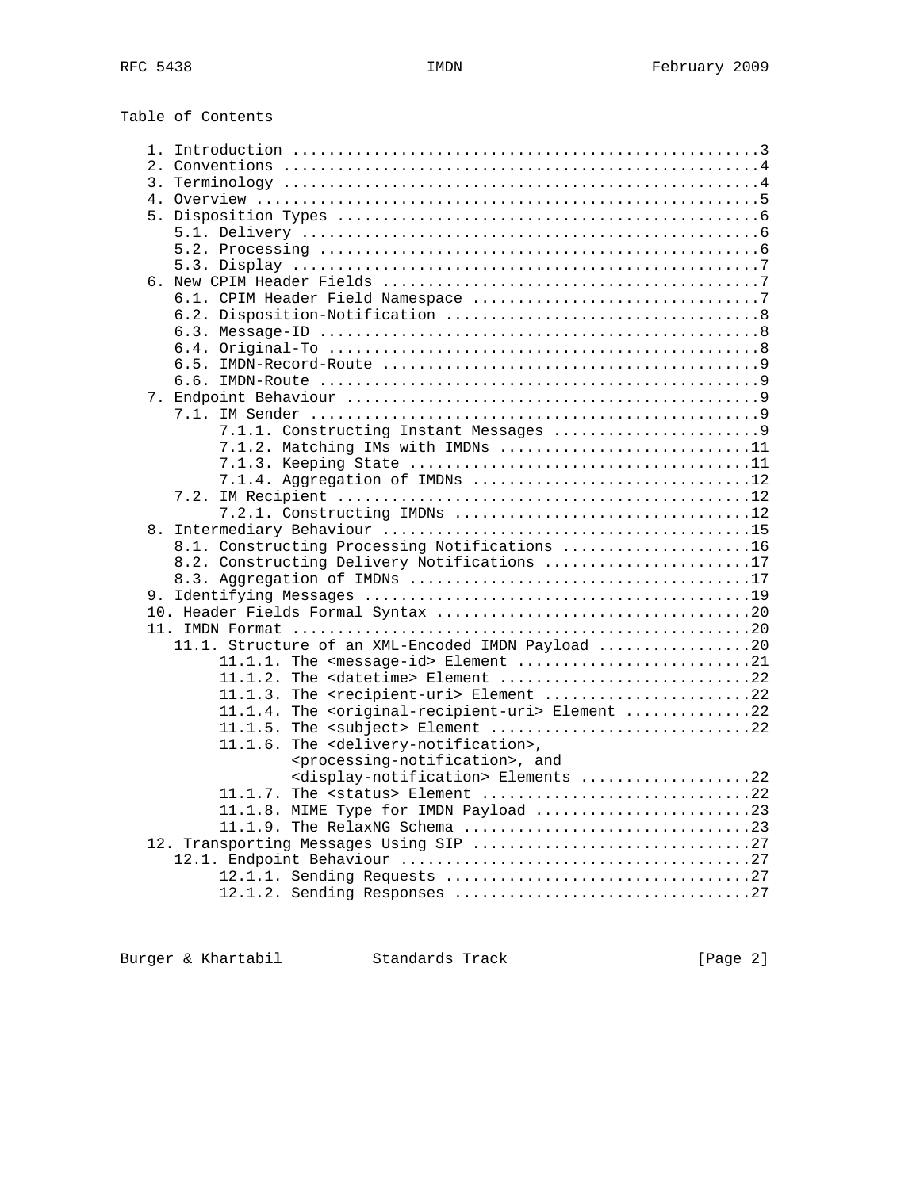Table of Contents

```
   1. Introduction ....................................................3
   2. Conventions .....................................................4
   3. Terminology .....................................................4
   4. Overview ........................................................5
   5. Disposition Types ...............................................6
      5.1. Delivery ...................................................6
      5.2. Processing .................................................6
      5.3. Display ....................................................7
   6. New CPIM Header Fields ..........................................7
      6.1. CPIM Header Field Namespace ................................7
      6.2. Disposition-Notification ...................................8
      6.3. Message-ID .................................................8
      6.4. Original-To ................................................8
      6.5. IMDN-Record-Route ..........................................9
      6.6. IMDN-Route .................................................9
   7. Endpoint Behaviour ..............................................9
      7.1. IM Sender ..................................................9
           7.1.1. Constructing Instant Messages .......................9
           7.1.2. Matching IMs with IMDNs ............................11
           7.1.3. Keeping State ......................................11
           7.1.4. Aggregation of IMDNs ...............................12
      7.2. IM Recipient ..............................................12
           7.2.1. Constructing IMDNs .................................12
   8. Intermediary Behaviour .........................................15
      8.1. Constructing Processing Notifications .....................16
      8.2. Constructing Delivery Notifications .......................17
      8.3. Aggregation of IMDNs ......................................17
   9. Identifying Messages ...........................................19
   10. Header Fields Formal Syntax ...................................20
   11. IMDN Format ...................................................20
      11.1. Structure of an XML-Encoded IMDN Payload .................20
           11.1.1. The <message-id> Element ..........................21
           11.1.2. The <datetime> Element ............................22
           11.1.3. The <recipient-uri> Element .......................22
           11.1.4. The <original-recipient-uri> Element ..............22
           11.1.5. The <subject> Element .............................22
           11.1.6. The <delivery-notification>,
                   <processing-notification>, and
                   <display-notification> Elements ...................22
           11.1.7. The <status> Element ..............................22
           11.1.8. MIME Type for IMDN Payload ........................23
           11.1.9. The RelaxNG Schema ................................23
   12. Transporting Messages Using SIP ...............................27
      12.1. Endpoint Behaviour .......................................27
           12.1.1. Sending Requests ..................................27
           12.1.2. Sending Responses .................................27
```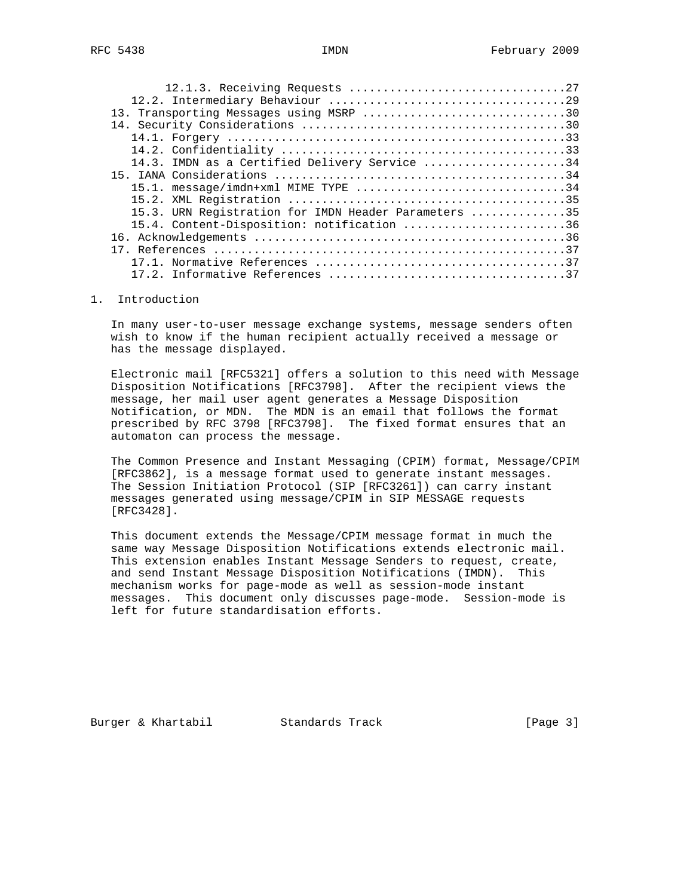12.1.3. Receiving Requests ................................27
12.2. Intermediary Behaviour ..................................29
13. Transporting Messages using MSRP ..............................30
14. Security Considerations .......................................30
14.1. Forgery .................................................33
14.2. Confidentiality .........................................33
14.3. IMDN as a Certified Delivery Service ....................34
15. IANA Considerations ...........................................34
15.1. message/imdn+xml MIME TYPE ..............................34
15.2. XML Registration ........................................35
15.3. URN Registration for IMDN Header Parameters .............35
15.4. Content-Disposition: notification .......................36
16. Acknowledgements ..............................................36
17. References ....................................................37
17.1. Normative References ....................................37
17.2. Informative References ..................................37

# 1. Introduction

In many user-to-user message exchange systems, message senders often wish to know if the human recipient actually received a message or has the message displayed.

Electronic mail [RFC5321] offers a solution to this need with Message Disposition Notifications [RFC3798]. After the recipient views the message, her mail user agent generates a Message Disposition Notification, or MDN. The MDN is an email that follows the format prescribed by RFC 3798 [RFC3798]. The fixed format ensures that an automaton can process the message.

The Common Presence and Instant Messaging (CPIM) format, Message/CPIM [RFC3862], is a message format used to generate instant messages. The Session Initiation Protocol (SIP [RFC3261]) can carry instant messages generated using message/CPIM in SIP MESSAGE requests [RFC3428].

This document extends the Message/CPIM message format in much the same way Message Disposition Notifications extends electronic mail. This extension enables Instant Message Senders to request, create, and send Instant Message Disposition Notifications (IMDN). This mechanism works for page-mode as well as session-mode instant messages. This document only discusses page-mode. Session-mode is left for future standardisation efforts.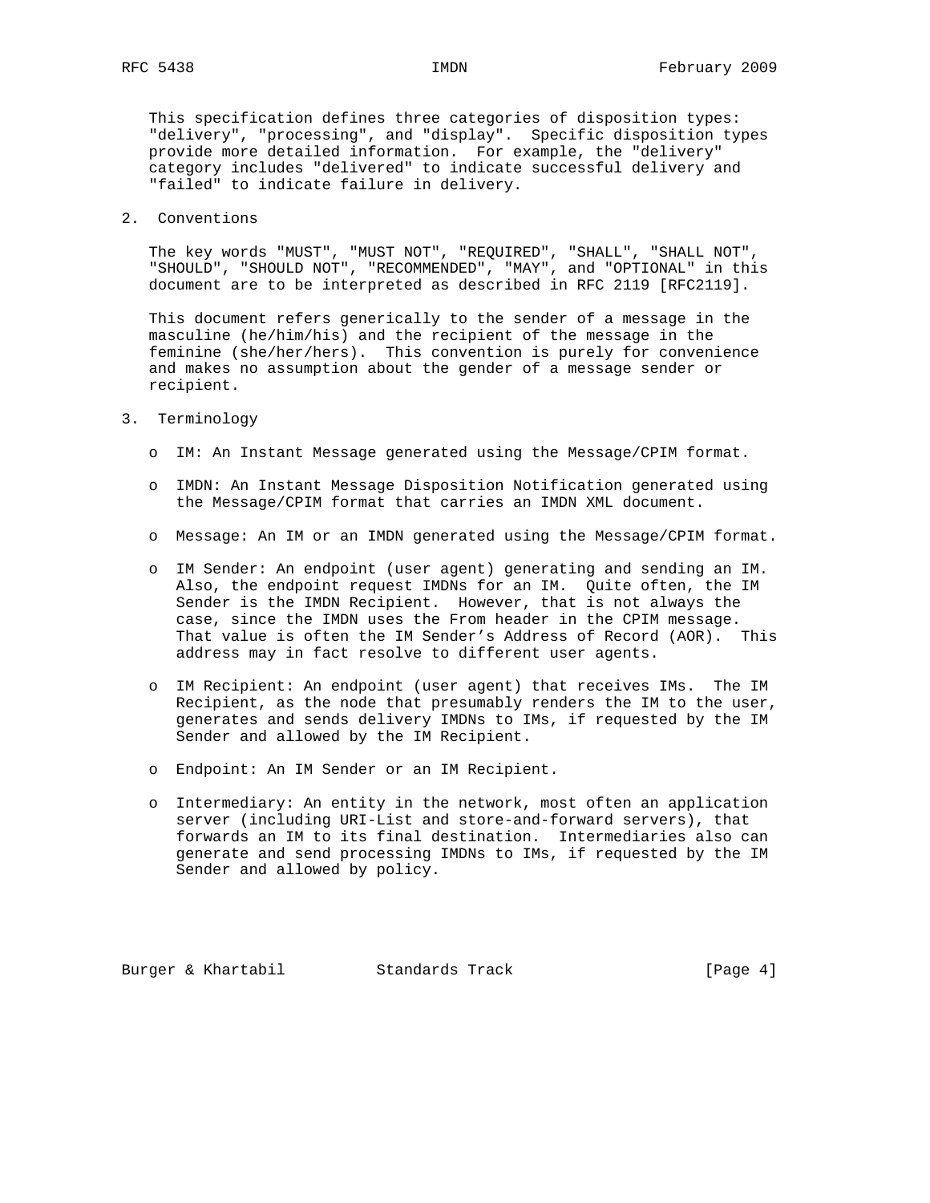This specification defines three categories of disposition types: "delivery", "processing", and "display". Specific disposition types provide more detailed information. For example, the "delivery" category includes "delivered" to indicate successful delivery and "failed" to indicate failure in delivery.

## 2. Conventions

The key words "MUST", "MUST NOT", "REQUIRED", "SHALL", "SHALL NOT", "SHOULD", "SHOULD NOT", "RECOMMENDED", "MAY", and "OPTIONAL" in this document are to be interpreted as described in RFC 2119 [RFC2119].

This document refers generically to the sender of a message in the masculine (he/him/his) and the recipient of the message in the feminine (she/her/hers). This convention is purely for convenience and makes no assumption about the gender of a message sender or recipient.

## 3. Terminology

- IM: An Instant Message generated using the Message/CPIM format.
- IMDN: An Instant Message Disposition Notification generated using the Message/CPIM format that carries an IMDN XML document.
- Message: An IM or an IMDN generated using the Message/CPIM format.
- IM Sender: An endpoint (user agent) generating and sending an IM. Also, the endpoint request IMDNs for an IM. Quite often, the IM Sender is the IMDN Recipient. However, that is not always the case, since the IMDN uses the From header in the CPIM message. That value is often the IM Sender's Address of Record (AOR). This address may in fact resolve to different user agents.
- IM Recipient: An endpoint (user agent) that receives IMs. The IM Recipient, as the node that presumably renders the IM to the user, generates and sends delivery IMDNs to IMs, if requested by the IM Sender and allowed by the IM Recipient.
- Endpoint: An IM Sender or an IM Recipient.
- Intermediary: An entity in the network, most often an application server (including URI-List and store-and-forward servers), that forwards an IM to its final destination. Intermediaries also can generate and send processing IMDNs to IMs, if requested by the IM Sender and allowed by policy.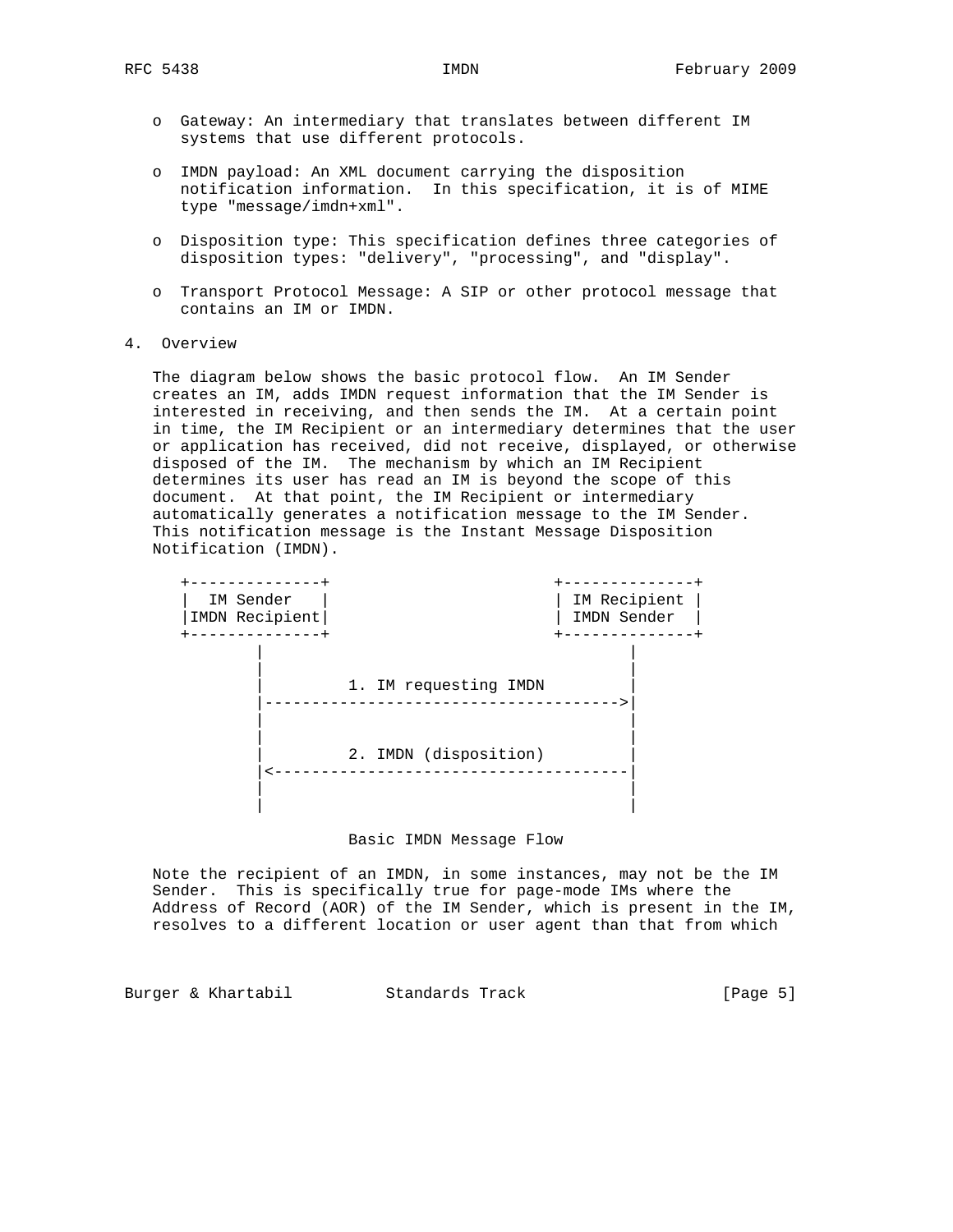- Gateway: An intermediary that translates between different IM systems that use different protocols.

- IMDN payload: An XML document carrying the disposition notification information. In this specification, it is of MIME type "message/imdn+xml".

- Disposition type: This specification defines three categories of disposition types: "delivery", "processing", and "display".

- Transport Protocol Message: A SIP or other protocol message that contains an IM or IMDN.

## 4. Overview

The diagram below shows the basic protocol flow. An IM Sender creates an IM, adds IMDN request information that the IM Sender is interested in receiving, and then sends the IM. At a certain point in time, the IM Recipient or an intermediary determines that the user or application has received, did not receive, displayed, or otherwise disposed of the IM. The mechanism by which an IM Recipient determines its user has read an IM is beyond the scope of this document. At that point, the IM Recipient or intermediary automatically generates a notification message to the IM Sender. This notification message is the Instant Message Disposition Notification (IMDN).

```
+--------------+                    +--------------+
|  IM Sender   |                    | IM Recipient |
|IMDN Recipient|                    | IMDN Sender  |
+--------------+                    +--------------+
       |                                   |
       |                                   |
       |         1. IM requesting IMDN     |
       |---------------------------------->|
       |                                   |
       |                                   |
       |         2. IMDN (disposition)     |
       |<----------------------------------|
       |                                   |
       |                                   |
```

Basic IMDN Message Flow

Note the recipient of an IMDN, in some instances, may not be the IM Sender. This is specifically true for page-mode IMs where the Address of Record (AOR) of the IM Sender, which is present in the IM, resolves to a different location or user agent than that from which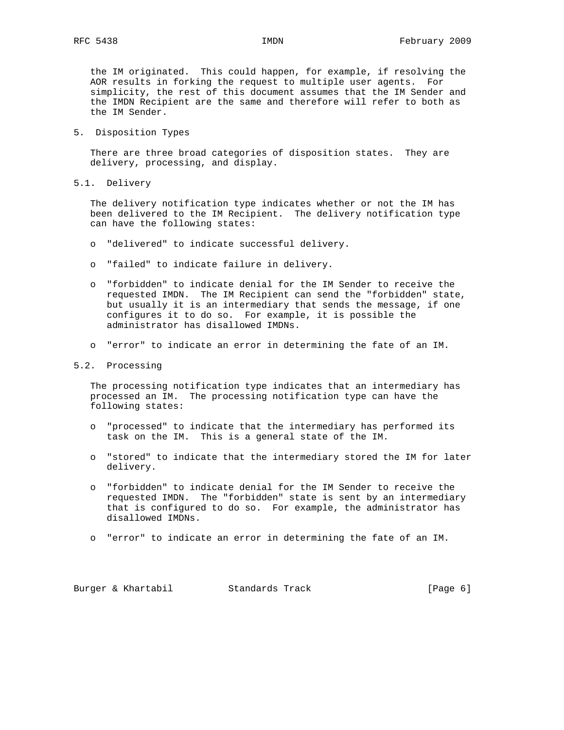the IM originated. This could happen, for example, if resolving the AOR results in forking the request to multiple user agents. For simplicity, the rest of this document assumes that the IM Sender and the IMDN Recipient are the same and therefore will refer to both as the IM Sender.

## 5. Disposition Types

There are three broad categories of disposition states. They are delivery, processing, and display.

### 5.1. Delivery

The delivery notification type indicates whether or not the IM has been delivered to the IM Recipient. The delivery notification type can have the following states:

- "delivered" to indicate successful delivery.
- "failed" to indicate failure in delivery.
- "forbidden" to indicate denial for the IM Sender to receive the requested IMDN. The IM Recipient can send the "forbidden" state, but usually it is an intermediary that sends the message, if one configures it to do so. For example, it is possible the administrator has disallowed IMDNs.
- "error" to indicate an error in determining the fate of an IM.

### 5.2. Processing

The processing notification type indicates that an intermediary has processed an IM. The processing notification type can have the following states:

- "processed" to indicate that the intermediary has performed its task on the IM. This is a general state of the IM.
- "stored" to indicate that the intermediary stored the IM for later delivery.
- "forbidden" to indicate denial for the IM Sender to receive the requested IMDN. The "forbidden" state is sent by an intermediary that is configured to do so. For example, the administrator has disallowed IMDNs.
- "error" to indicate an error in determining the fate of an IM.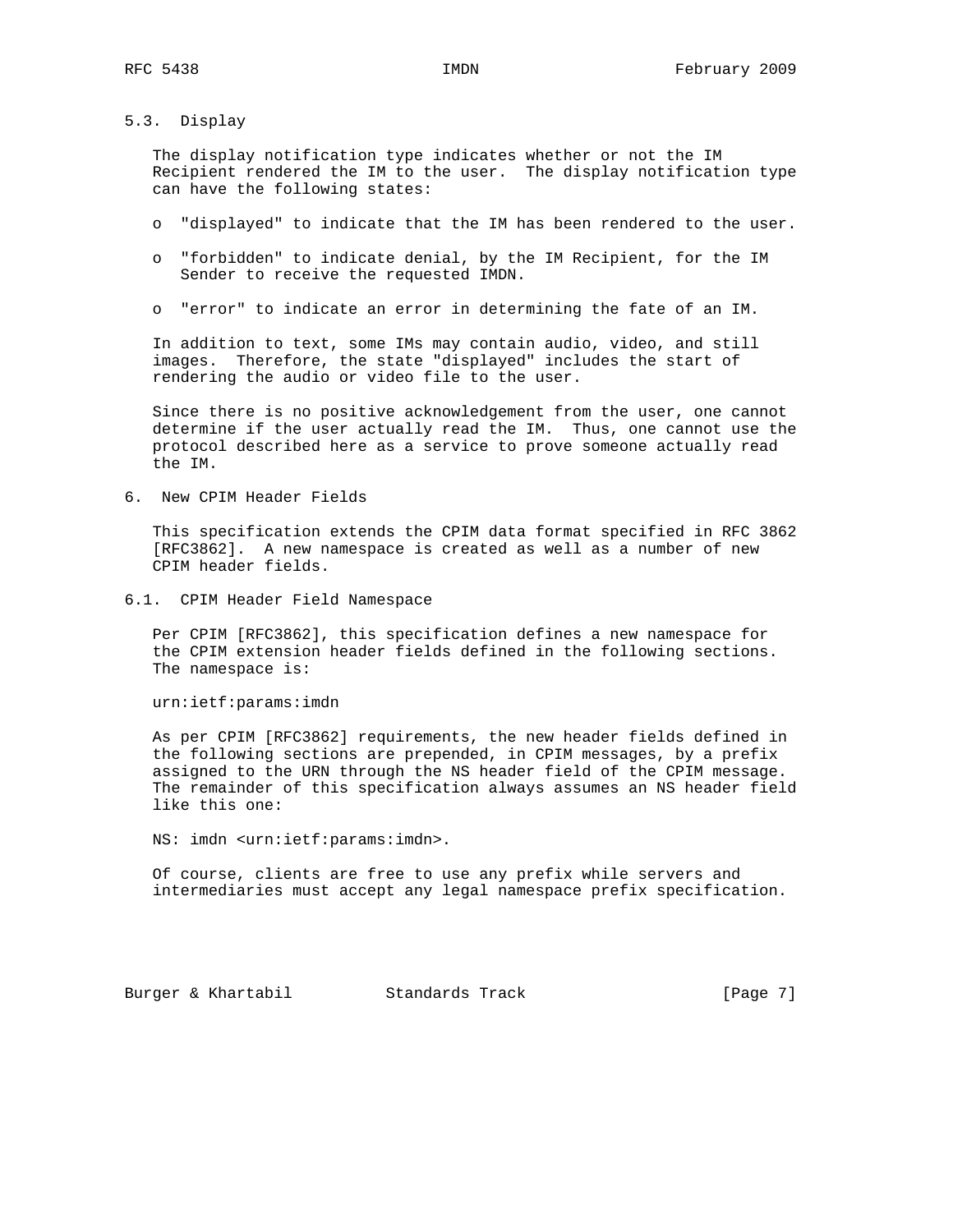### 5.3. Display

The display notification type indicates whether or not the IM Recipient rendered the IM to the user. The display notification type can have the following states:

- "displayed" to indicate that the IM has been rendered to the user.
- "forbidden" to indicate denial, by the IM Recipient, for the IM Sender to receive the requested IMDN.
- "error" to indicate an error in determining the fate of an IM.

In addition to text, some IMs may contain audio, video, and still images. Therefore, the state "displayed" includes the start of rendering the audio or video file to the user.

Since there is no positive acknowledgement from the user, one cannot determine if the user actually read the IM. Thus, one cannot use the protocol described here as a service to prove someone actually read the IM.

## 6. New CPIM Header Fields

This specification extends the CPIM data format specified in RFC 3862 [RFC3862]. A new namespace is created as well as a number of new CPIM header fields.

### 6.1. CPIM Header Field Namespace

Per CPIM [RFC3862], this specification defines a new namespace for the CPIM extension header fields defined in the following sections. The namespace is:

```
urn:ietf:params:imdn
```

As per CPIM [RFC3862] requirements, the new header fields defined in the following sections are prepended, in CPIM messages, by a prefix assigned to the URN through the NS header field of the CPIM message. The remainder of this specification always assumes an NS header field like this one:

```
NS: imdn <urn:ietf:params:imdn>.
```

Of course, clients are free to use any prefix while servers and intermediaries must accept any legal namespace prefix specification.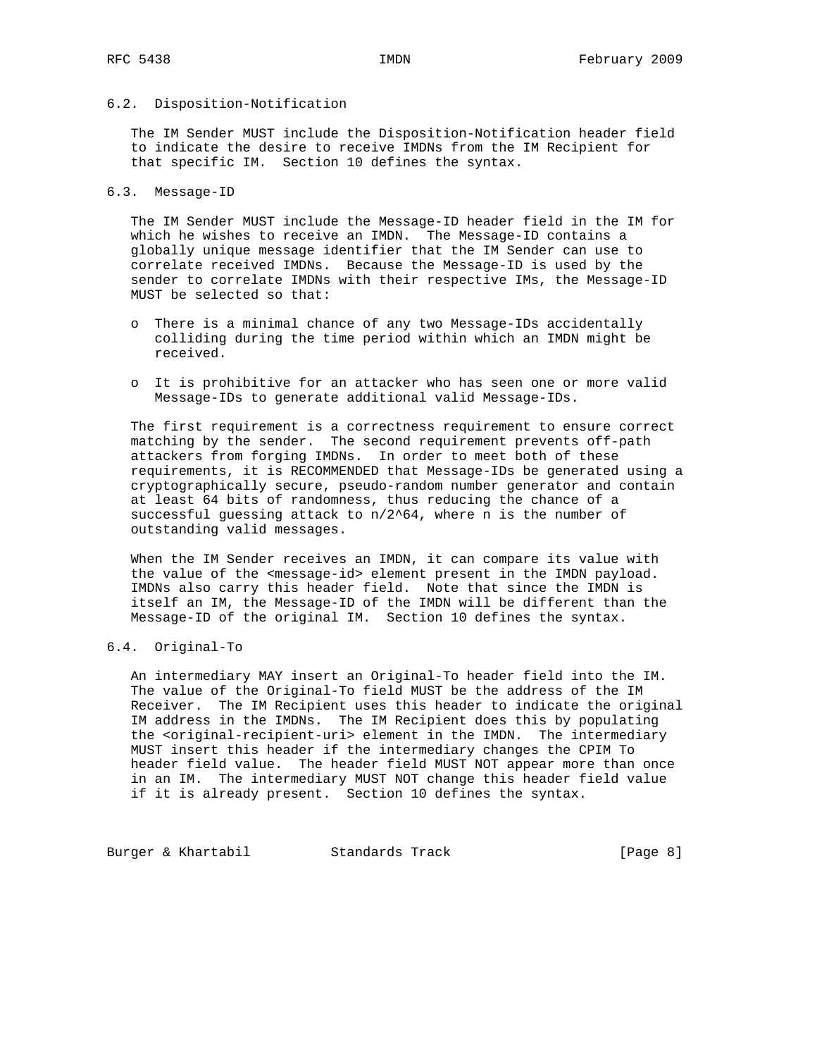### 6.2. Disposition-Notification

The IM Sender MUST include the Disposition-Notification header field to indicate the desire to receive IMDNs from the IM Recipient for that specific IM. Section 10 defines the syntax.

### 6.3. Message-ID

The IM Sender MUST include the Message-ID header field in the IM for which he wishes to receive an IMDN. The Message-ID contains a globally unique message identifier that the IM Sender can use to correlate received IMDNs. Because the Message-ID is used by the sender to correlate IMDNs with their respective IMs, the Message-ID MUST be selected so that:

- There is a minimal chance of any two Message-IDs accidentally colliding during the time period within which an IMDN might be received.
- It is prohibitive for an attacker who has seen one or more valid Message-IDs to generate additional valid Message-IDs.

The first requirement is a correctness requirement to ensure correct matching by the sender. The second requirement prevents off-path attackers from forging IMDNs. In order to meet both of these requirements, it is RECOMMENDED that Message-IDs be generated using a cryptographically secure, pseudo-random number generator and contain at least 64 bits of randomness, thus reducing the chance of a successful guessing attack to $n/2^{64}$, where n is the number of outstanding valid messages.

When the IM Sender receives an IMDN, it can compare its value with the value of the <message-id> element present in the IMDN payload. IMDNs also carry this header field. Note that since the IMDN is itself an IM, the Message-ID of the IMDN will be different than the Message-ID of the original IM. Section 10 defines the syntax.

### 6.4. Original-To

An intermediary MAY insert an Original-To header field into the IM. The value of the Original-To field MUST be the address of the IM Receiver. The IM Recipient uses this header to indicate the original IM address in the IMDNs. The IM Recipient does this by populating the <original-recipient-uri> element in the IMDN. The intermediary MUST insert this header if the intermediary changes the CPIM To header field value. The header field MUST NOT appear more than once in an IM. The intermediary MUST NOT change this header field value if it is already present. Section 10 defines the syntax.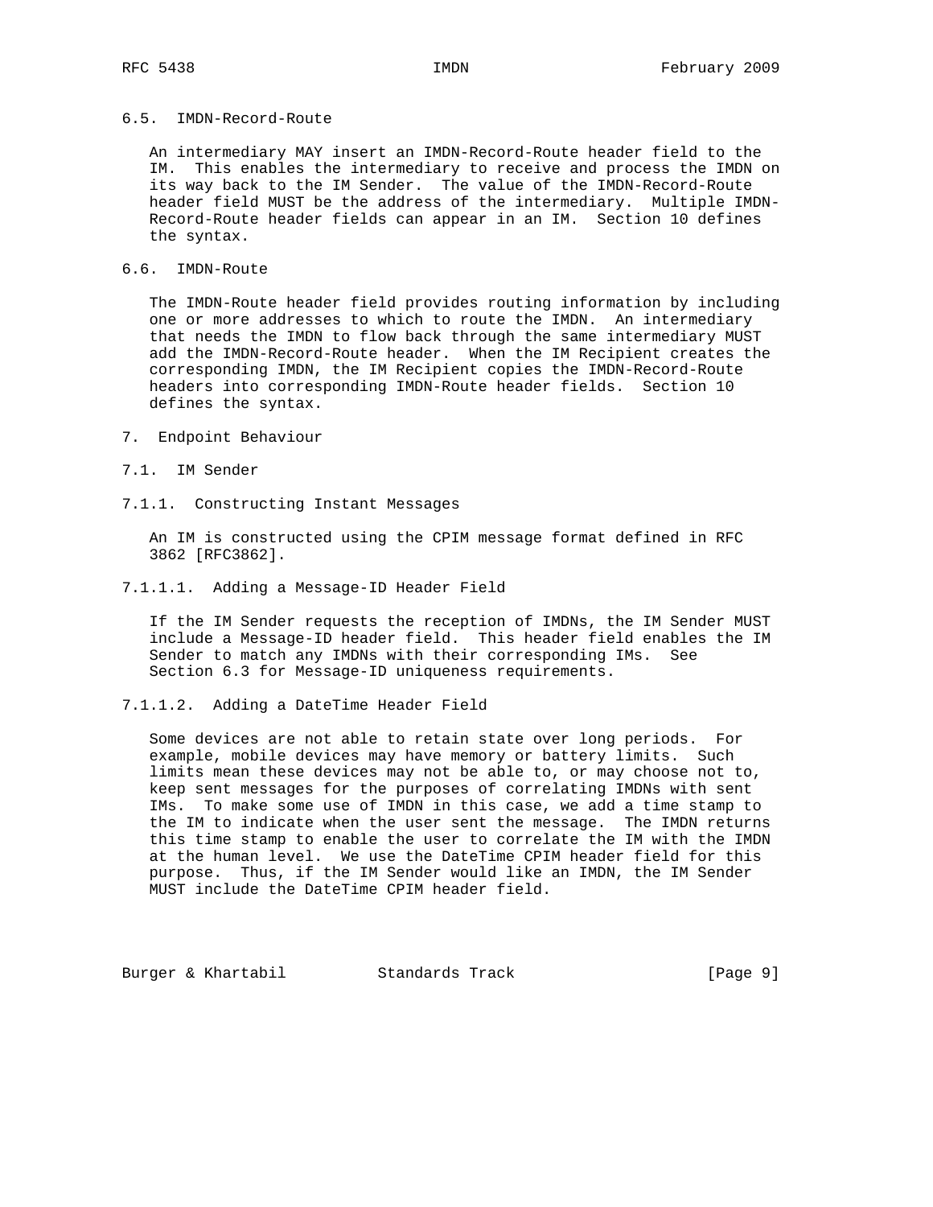### 6.5. IMDN-Record-Route

An intermediary MAY insert an IMDN-Record-Route header field to the IM. This enables the intermediary to receive and process the IMDN on its way back to the IM Sender. The value of the IMDN-Record-Route header field MUST be the address of the intermediary. Multiple IMDN-Record-Route header fields can appear in an IM. Section 10 defines the syntax.

### 6.6. IMDN-Route

The IMDN-Route header field provides routing information by including one or more addresses to which to route the IMDN. An intermediary that needs the IMDN to flow back through the same intermediary MUST add the IMDN-Record-Route header. When the IM Recipient creates the corresponding IMDN, the IM Recipient copies the IMDN-Record-Route headers into corresponding IMDN-Route header fields. Section 10 defines the syntax.

## 7. Endpoint Behaviour

### 7.1. IM Sender

#### 7.1.1. Constructing Instant Messages

An IM is constructed using the CPIM message format defined in RFC 3862 [RFC3862].

##### 7.1.1.1. Adding a Message-ID Header Field

If the IM Sender requests the reception of IMDNs, the IM Sender MUST include a Message-ID header field. This header field enables the IM Sender to match any IMDNs with their corresponding IMs. See Section 6.3 for Message-ID uniqueness requirements.

##### 7.1.1.2. Adding a DateTime Header Field

Some devices are not able to retain state over long periods. For example, mobile devices may have memory or battery limits. Such limits mean these devices may not be able to, or may choose not to, keep sent messages for the purposes of correlating IMDNs with sent IMs. To make some use of IMDN in this case, we add a time stamp to the IM to indicate when the user sent the message. The IMDN returns this time stamp to enable the user to correlate the IM with the IMDN at the human level. We use the DateTime CPIM header field for this purpose. Thus, if the IM Sender would like an IMDN, the IM Sender MUST include the DateTime CPIM header field.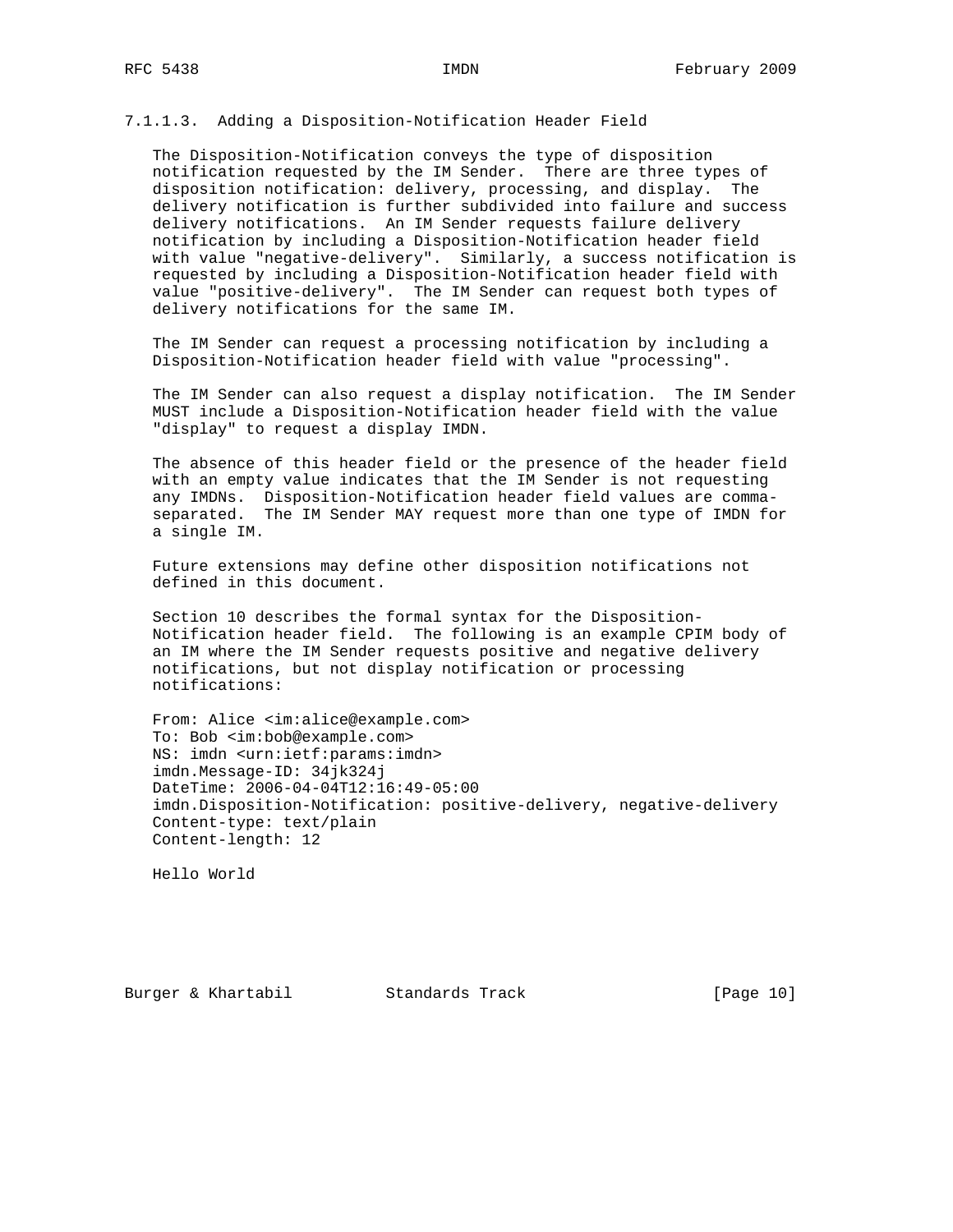#### 7.1.1.3. Adding a Disposition-Notification Header Field

The Disposition-Notification conveys the type of disposition notification requested by the IM Sender. There are three types of disposition notification: delivery, processing, and display. The delivery notification is further subdivided into failure and success delivery notifications. An IM Sender requests failure delivery notification by including a Disposition-Notification header field with value "negative-delivery". Similarly, a success notification is requested by including a Disposition-Notification header field with value "positive-delivery". The IM Sender can request both types of delivery notifications for the same IM.

The IM Sender can request a processing notification by including a Disposition-Notification header field with value "processing".

The IM Sender can also request a display notification. The IM Sender MUST include a Disposition-Notification header field with the value "display" to request a display IMDN.

The absence of this header field or the presence of the header field with an empty value indicates that the IM Sender is not requesting any IMDNs. Disposition-Notification header field values are comma-separated. The IM Sender MAY request more than one type of IMDN for a single IM.

Future extensions may define other disposition notifications not defined in this document.

Section 10 describes the formal syntax for the Disposition-Notification header field. The following is an example CPIM body of an IM where the IM Sender requests positive and negative delivery notifications, but not display notification or processing notifications:

```
From: Alice <im:alice@example.com>
To: Bob <im:bob@example.com>
NS: imdn <urn:ietf:params:imdn>
imdn.Message-ID: 34jk324j
DateTime: 2006-04-04T12:16:49-05:00
imdn.Disposition-Notification: positive-delivery, negative-delivery
Content-type: text/plain
Content-length: 12

Hello World
```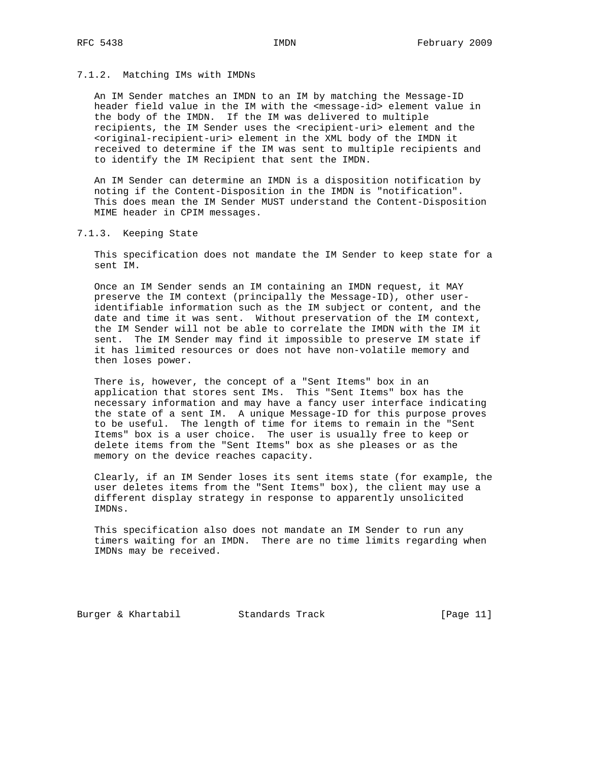#### 7.1.2. Matching IMs with IMDNs

An IM Sender matches an IMDN to an IM by matching the Message-ID header field value in the IM with the <message-id> element value in the body of the IMDN. If the IM was delivered to multiple recipients, the IM Sender uses the <recipient-uri> element and the <original-recipient-uri> element in the XML body of the IMDN it received to determine if the IM was sent to multiple recipients and to identify the IM Recipient that sent the IMDN.

An IM Sender can determine an IMDN is a disposition notification by noting if the Content-Disposition in the IMDN is "notification". This does mean the IM Sender MUST understand the Content-Disposition MIME header in CPIM messages.

#### 7.1.3. Keeping State

This specification does not mandate the IM Sender to keep state for a sent IM.

Once an IM Sender sends an IM containing an IMDN request, it MAY preserve the IM context (principally the Message-ID), other user-identifiable information such as the IM subject or content, and the date and time it was sent. Without preservation of the IM context, the IM Sender will not be able to correlate the IMDN with the IM it sent. The IM Sender may find it impossible to preserve IM state if it has limited resources or does not have non-volatile memory and then loses power.

There is, however, the concept of a "Sent Items" box in an application that stores sent IMs. This "Sent Items" box has the necessary information and may have a fancy user interface indicating the state of a sent IM. A unique Message-ID for this purpose proves to be useful. The length of time for items to remain in the "Sent Items" box is a user choice. The user is usually free to keep or delete items from the "Sent Items" box as she pleases or as the memory on the device reaches capacity.

Clearly, if an IM Sender loses its sent items state (for example, the user deletes items from the "Sent Items" box), the client may use a different display strategy in response to apparently unsolicited IMDNs.

This specification also does not mandate an IM Sender to run any timers waiting for an IMDN. There are no time limits regarding when IMDNs may be received.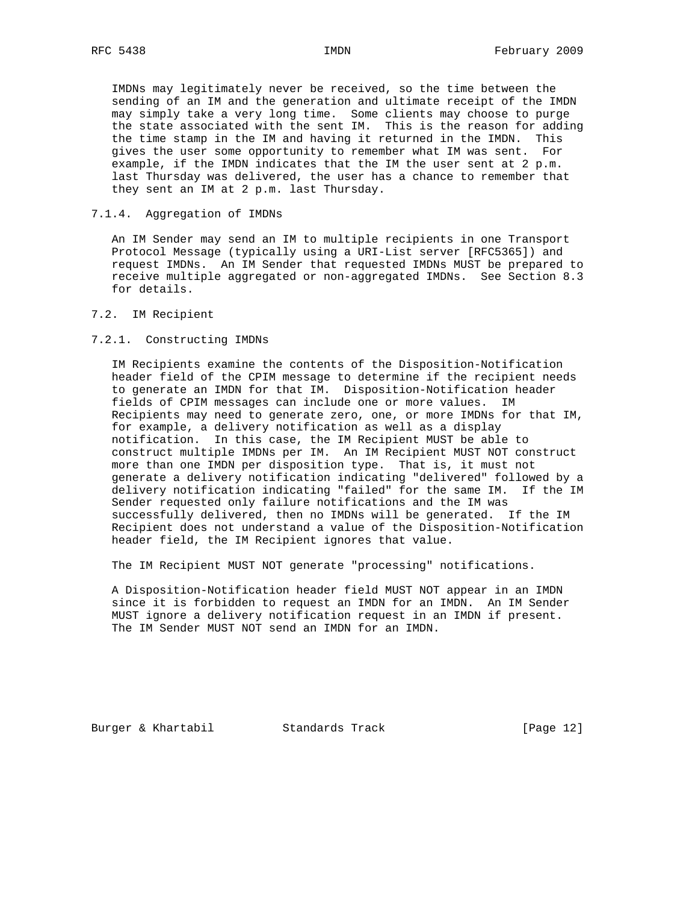IMDNs may legitimately never be received, so the time between the sending of an IM and the generation and ultimate receipt of the IMDN may simply take a very long time. Some clients may choose to purge the state associated with the sent IM. This is the reason for adding the time stamp in the IM and having it returned in the IMDN. This gives the user some opportunity to remember what IM was sent. For example, if the IMDN indicates that the IM the user sent at 2 p.m. last Thursday was delivered, the user has a chance to remember that they sent an IM at 2 p.m. last Thursday.

#### 7.1.4. Aggregation of IMDNs

An IM Sender may send an IM to multiple recipients in one Transport Protocol Message (typically using a URI-List server [RFC5365]) and request IMDNs. An IM Sender that requested IMDNs MUST be prepared to receive multiple aggregated or non-aggregated IMDNs. See Section 8.3 for details.

### 7.2. IM Recipient

#### 7.2.1. Constructing IMDNs

IM Recipients examine the contents of the Disposition-Notification header field of the CPIM message to determine if the recipient needs to generate an IMDN for that IM. Disposition-Notification header fields of CPIM messages can include one or more values. IM Recipients may need to generate zero, one, or more IMDNs for that IM, for example, a delivery notification as well as a display notification. In this case, the IM Recipient MUST be able to construct multiple IMDNs per IM. An IM Recipient MUST NOT construct more than one IMDN per disposition type. That is, it must not generate a delivery notification indicating "delivered" followed by a delivery notification indicating "failed" for the same IM. If the IM Sender requested only failure notifications and the IM was successfully delivered, then no IMDNs will be generated. If the IM Recipient does not understand a value of the Disposition-Notification header field, the IM Recipient ignores that value.

The IM Recipient MUST NOT generate "processing" notifications.

A Disposition-Notification header field MUST NOT appear in an IMDN since it is forbidden to request an IMDN for an IMDN. An IM Sender MUST ignore a delivery notification request in an IMDN if present. The IM Sender MUST NOT send an IMDN for an IMDN.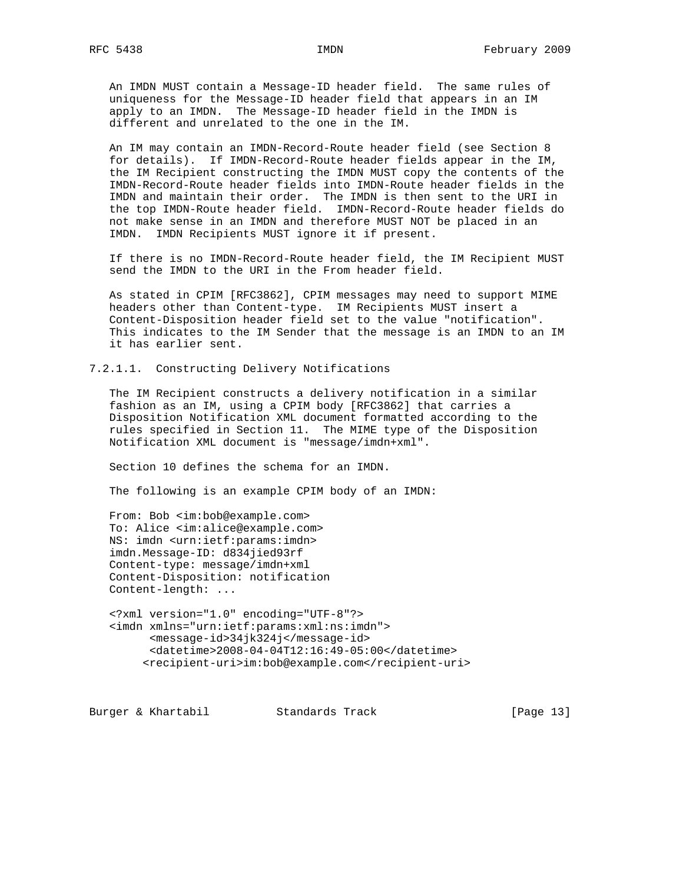An IMDN MUST contain a Message-ID header field. The same rules of uniqueness for the Message-ID header field that appears in an IM apply to an IMDN. The Message-ID header field in the IMDN is different and unrelated to the one in the IM.

An IM may contain an IMDN-Record-Route header field (see Section 8 for details). If IMDN-Record-Route header fields appear in the IM, the IM Recipient constructing the IMDN MUST copy the contents of the IMDN-Record-Route header fields into IMDN-Route header fields in the IMDN and maintain their order. The IMDN is then sent to the URI in the top IMDN-Route header field. IMDN-Record-Route header fields do not make sense in an IMDN and therefore MUST NOT be placed in an IMDN. IMDN Recipients MUST ignore it if present.

If there is no IMDN-Record-Route header field, the IM Recipient MUST send the IMDN to the URI in the From header field.

As stated in CPIM [RFC3862], CPIM messages may need to support MIME headers other than Content-type. IM Recipients MUST insert a Content-Disposition header field set to the value "notification". This indicates to the IM Sender that the message is an IMDN to an IM it has earlier sent.

#### 7.2.1.1. Constructing Delivery Notifications

The IM Recipient constructs a delivery notification in a similar fashion as an IM, using a CPIM body [RFC3862] that carries a Disposition Notification XML document formatted according to the rules specified in Section 11. The MIME type of the Disposition Notification XML document is "message/imdn+xml".

Section 10 defines the schema for an IMDN.

The following is an example CPIM body of an IMDN:

```
From: Bob <im:bob@example.com>
To: Alice <im:alice@example.com>
NS: imdn <urn:ietf:params:imdn>
imdn.Message-ID: d834jied93rf
Content-type: message/imdn+xml
Content-Disposition: notification
Content-length: ...

<?xml version="1.0" encoding="UTF-8"?>
<imdn xmlns="urn:ietf:params:xml:ns:imdn">
      <message-id>34jk324j</message-id>
      <datetime>2008-04-04T12:16:49-05:00</datetime>
     <recipient-uri>im:bob@example.com</recipient-uri>
```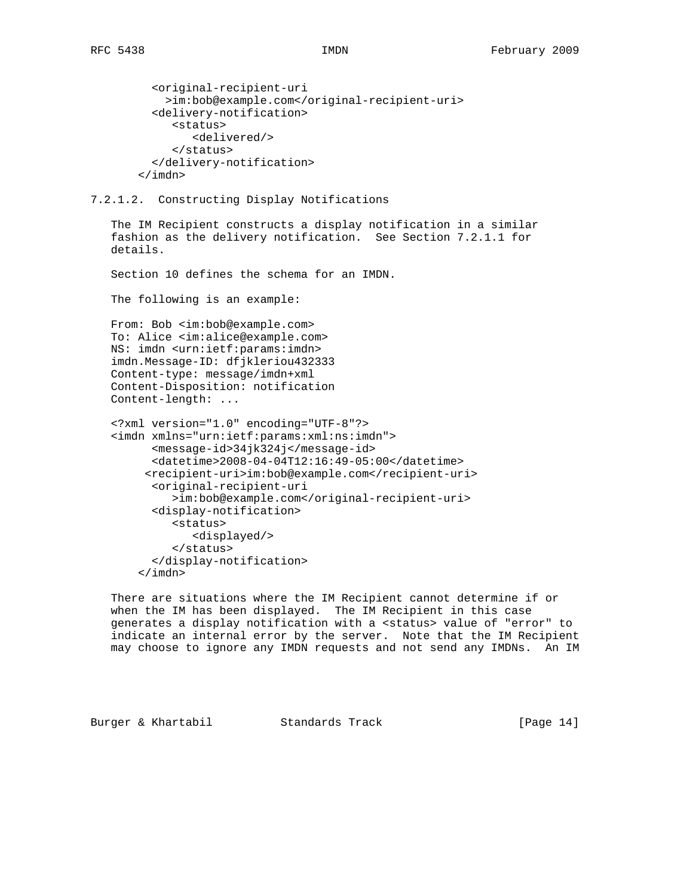```
  <original-recipient-uri
    >im:bob@example.com</original-recipient-uri>
  <delivery-notification>
     <status>
        <delivered/>
     </status>
  </delivery-notification>
</imdn>
```

#### 7.2.1.2. Constructing Display Notifications

The IM Recipient constructs a display notification in a similar fashion as the delivery notification. See Section 7.2.1.1 for details.

Section 10 defines the schema for an IMDN.

The following is an example:

```
From: Bob <im:bob@example.com>
To: Alice <im:alice@example.com>
NS: imdn <urn:ietf:params:imdn>
imdn.Message-ID: dfjkleriou432333
Content-type: message/imdn+xml
Content-Disposition: notification
Content-length: ...

<?xml version="1.0" encoding="UTF-8"?>
<imdn xmlns="urn:ietf:params:xml:ns:imdn">
      <message-id>34jk324j</message-id>
      <datetime>2008-04-04T12:16:49-05:00</datetime>
     <recipient-uri>im:bob@example.com</recipient-uri>
      <original-recipient-uri
         >im:bob@example.com</original-recipient-uri>
      <display-notification>
         <status>
            <displayed/>
         </status>
      </display-notification>
    </imdn>
```

There are situations where the IM Recipient cannot determine if or when the IM has been displayed. The IM Recipient in this case generates a display notification with a <status> value of "error" to indicate an internal error by the server. Note that the IM Recipient may choose to ignore any IMDN requests and not send any IMDNs. An IM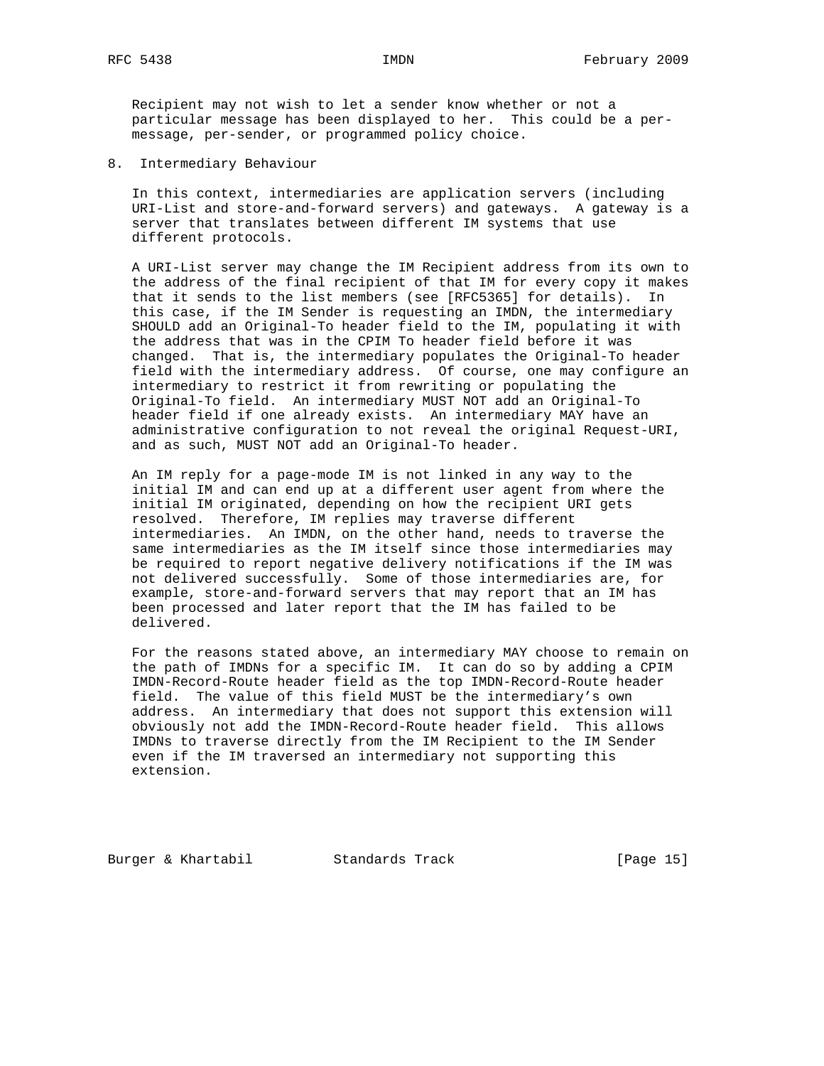Recipient may not wish to let a sender know whether or not a particular message has been displayed to her. This could be a per-message, per-sender, or programmed policy choice.

## 8. Intermediary Behaviour

In this context, intermediaries are application servers (including URI-List and store-and-forward servers) and gateways. A gateway is a server that translates between different IM systems that use different protocols.

A URI-List server may change the IM Recipient address from its own to the address of the final recipient of that IM for every copy it makes that it sends to the list members (see [RFC5365] for details). In this case, if the IM Sender is requesting an IMDN, the intermediary SHOULD add an Original-To header field to the IM, populating it with the address that was in the CPIM To header field before it was changed. That is, the intermediary populates the Original-To header field with the intermediary address. Of course, one may configure an intermediary to restrict it from rewriting or populating the Original-To field. An intermediary MUST NOT add an Original-To header field if one already exists. An intermediary MAY have an administrative configuration to not reveal the original Request-URI, and as such, MUST NOT add an Original-To header.

An IM reply for a page-mode IM is not linked in any way to the initial IM and can end up at a different user agent from where the initial IM originated, depending on how the recipient URI gets resolved. Therefore, IM replies may traverse different intermediaries. An IMDN, on the other hand, needs to traverse the same intermediaries as the IM itself since those intermediaries may be required to report negative delivery notifications if the IM was not delivered successfully. Some of those intermediaries are, for example, store-and-forward servers that may report that an IM has been processed and later report that the IM has failed to be delivered.

For the reasons stated above, an intermediary MAY choose to remain on the path of IMDNs for a specific IM. It can do so by adding a CPIM IMDN-Record-Route header field as the top IMDN-Record-Route header field. The value of this field MUST be the intermediary's own address. An intermediary that does not support this extension will obviously not add the IMDN-Record-Route header field. This allows IMDNs to traverse directly from the IM Recipient to the IM Sender even if the IM traversed an intermediary not supporting this extension.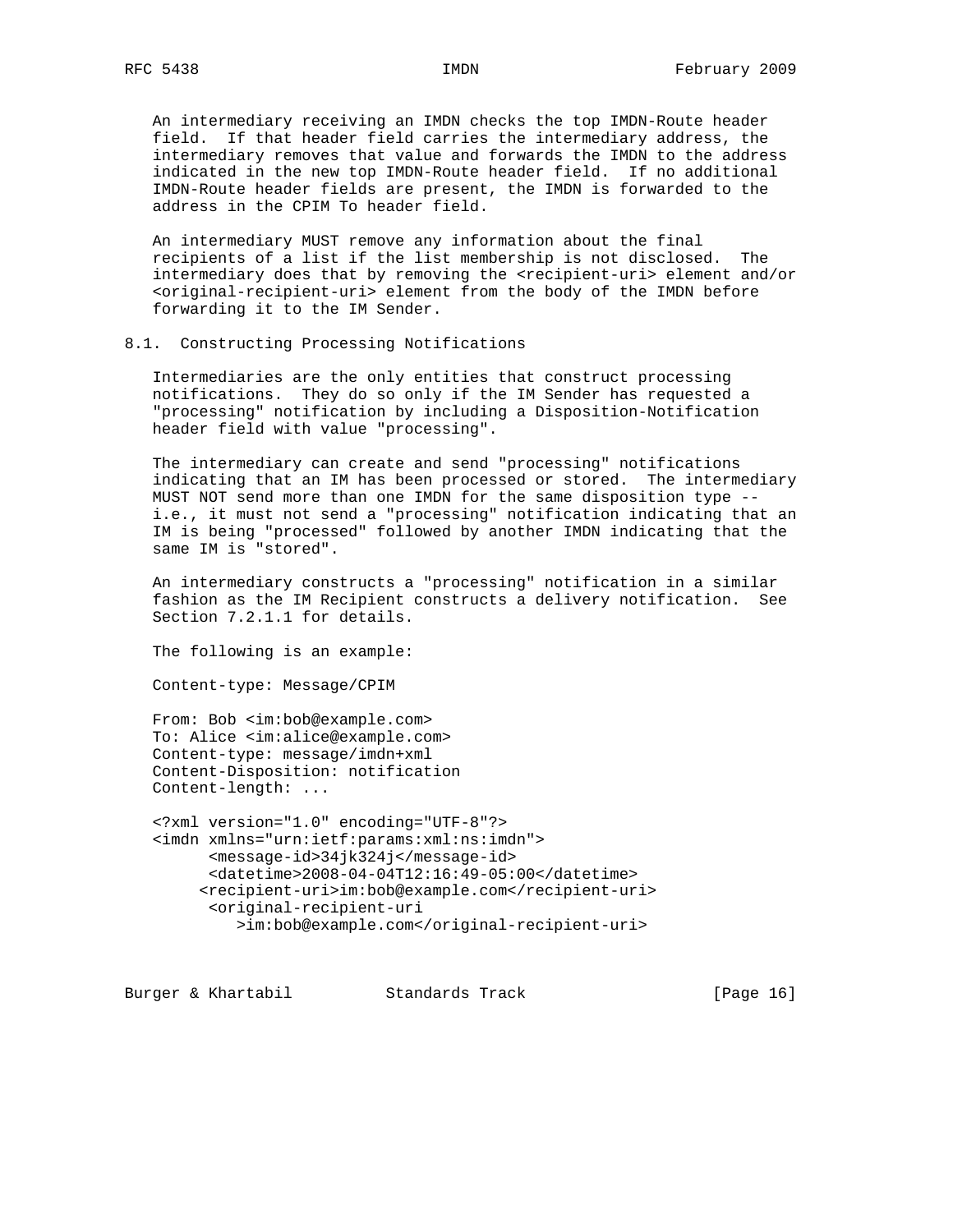An intermediary receiving an IMDN checks the top IMDN-Route header field. If that header field carries the intermediary address, the intermediary removes that value and forwards the IMDN to the address indicated in the new top IMDN-Route header field. If no additional IMDN-Route header fields are present, the IMDN is forwarded to the address in the CPIM To header field.

An intermediary MUST remove any information about the final recipients of a list if the list membership is not disclosed. The intermediary does that by removing the <recipient-uri> element and/or <original-recipient-uri> element from the body of the IMDN before forwarding it to the IM Sender.

## 8.1. Constructing Processing Notifications

Intermediaries are the only entities that construct processing notifications. They do so only if the IM Sender has requested a "processing" notification by including a Disposition-Notification header field with value "processing".

The intermediary can create and send "processing" notifications indicating that an IM has been processed or stored. The intermediary MUST NOT send more than one IMDN for the same disposition type -- i.e., it must not send a "processing" notification indicating that an IM is being "processed" followed by another IMDN indicating that the same IM is "stored".

An intermediary constructs a "processing" notification in a similar fashion as the IM Recipient constructs a delivery notification. See Section 7.2.1.1 for details.

The following is an example:

```
Content-type: Message/CPIM

From: Bob <im:bob@example.com>
To: Alice <im:alice@example.com>
Content-type: message/imdn+xml
Content-Disposition: notification
Content-length: ...

<?xml version="1.0" encoding="UTF-8"?>
<imdn xmlns="urn:ietf:params:xml:ns:imdn">
      <message-id>34jk324j</message-id>
      <datetime>2008-04-04T12:16:49-05:00</datetime>
     <recipient-uri>im:bob@example.com</recipient-uri>
      <original-recipient-uri
         >im:bob@example.com</original-recipient-uri>
```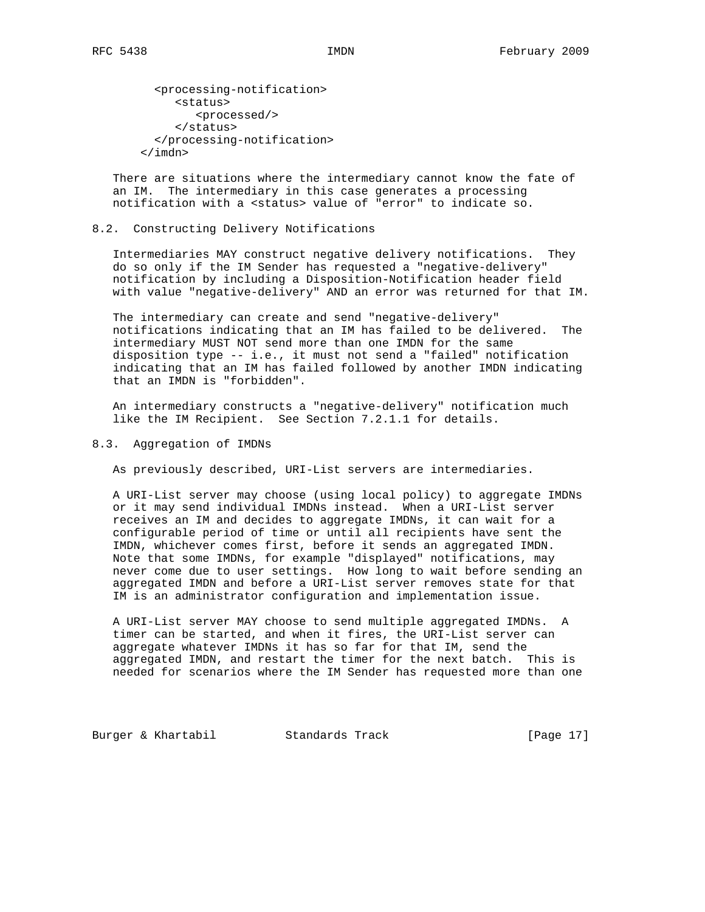```
      <processing-notification>
         <status>
            <processed/>
         </status>
      </processing-notification>
   </imdn>
```

There are situations where the intermediary cannot know the fate of an IM. The intermediary in this case generates a processing notification with a <status> value of "error" to indicate so.

## 8.2. Constructing Delivery Notifications

Intermediaries MAY construct negative delivery notifications. They do so only if the IM Sender has requested a "negative-delivery" notification by including a Disposition-Notification header field with value "negative-delivery" AND an error was returned for that IM.

The intermediary can create and send "negative-delivery" notifications indicating that an IM has failed to be delivered. The intermediary MUST NOT send more than one IMDN for the same disposition type -- i.e., it must not send a "failed" notification indicating that an IM has failed followed by another IMDN indicating that an IMDN is "forbidden".

An intermediary constructs a "negative-delivery" notification much like the IM Recipient. See Section 7.2.1.1 for details.

## 8.3. Aggregation of IMDNs

As previously described, URI-List servers are intermediaries.

A URI-List server may choose (using local policy) to aggregate IMDNs or it may send individual IMDNs instead. When a URI-List server receives an IM and decides to aggregate IMDNs, it can wait for a configurable period of time or until all recipients have sent the IMDN, whichever comes first, before it sends an aggregated IMDN. Note that some IMDNs, for example "displayed" notifications, may never come due to user settings. How long to wait before sending an aggregated IMDN and before a URI-List server removes state for that IM is an administrator configuration and implementation issue.

A URI-List server MAY choose to send multiple aggregated IMDNs. A timer can be started, and when it fires, the URI-List server can aggregate whatever IMDNs it has so far for that IM, send the aggregated IMDN, and restart the timer for the next batch. This is needed for scenarios where the IM Sender has requested more than one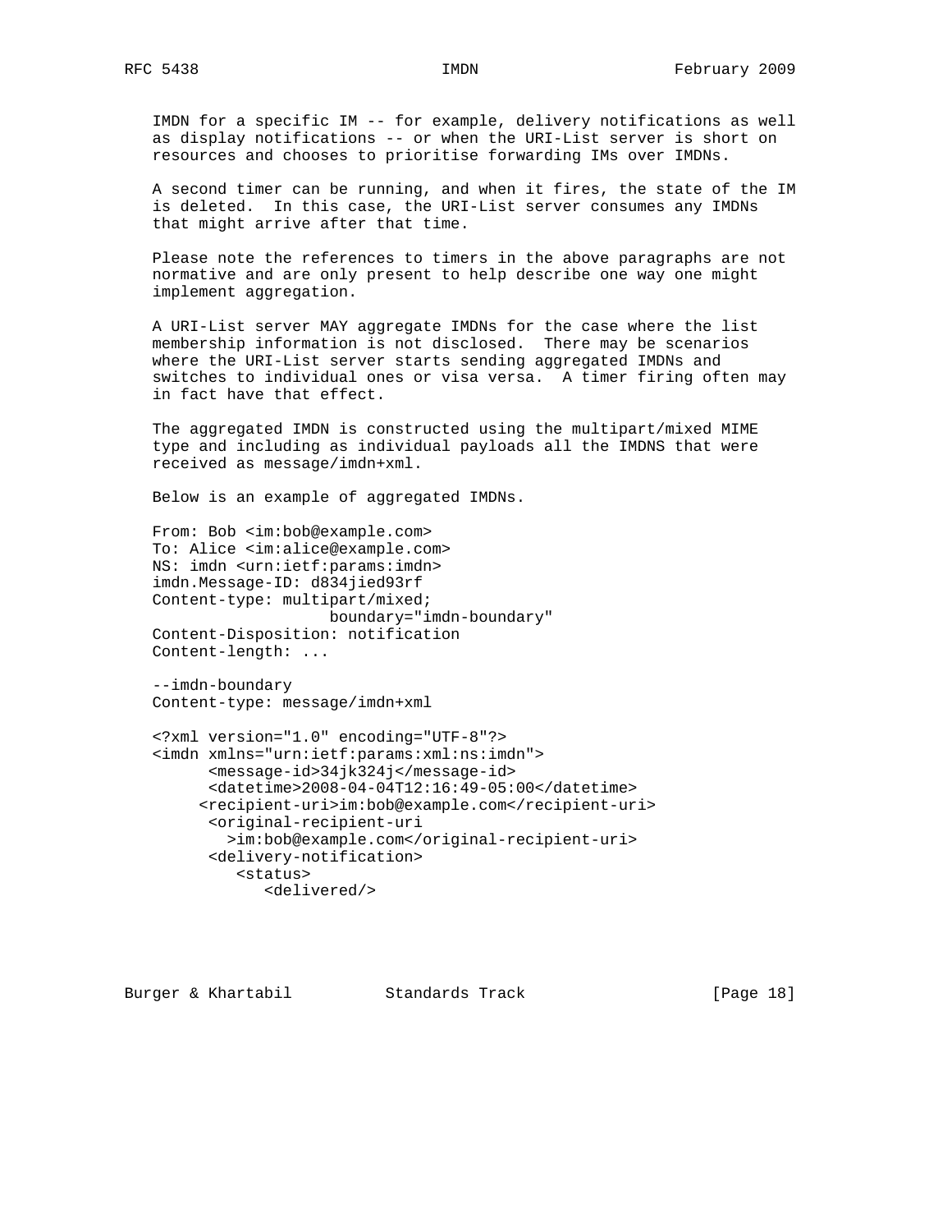IMDN for a specific IM -- for example, delivery notifications as well as display notifications -- or when the URI-List server is short on resources and chooses to prioritise forwarding IMs over IMDNs.

A second timer can be running, and when it fires, the state of the IM is deleted. In this case, the URI-List server consumes any IMDNs that might arrive after that time.

Please note the references to timers in the above paragraphs are not normative and are only present to help describe one way one might implement aggregation.

A URI-List server MAY aggregate IMDNs for the case where the list membership information is not disclosed. There may be scenarios where the URI-List server starts sending aggregated IMDNs and switches to individual ones or visa versa. A timer firing often may in fact have that effect.

The aggregated IMDN is constructed using the multipart/mixed MIME type and including as individual payloads all the IMDNS that were received as message/imdn+xml.

Below is an example of aggregated IMDNs.

```
From: Bob <im:bob@example.com>
To: Alice <im:alice@example.com>
NS: imdn <urn:ietf:params:imdn>
imdn.Message-ID: d834jied93rf
Content-type: multipart/mixed;
                   boundary="imdn-boundary"
Content-Disposition: notification
Content-length: ...

--imdn-boundary
Content-type: message/imdn+xml

<?xml version="1.0" encoding="UTF-8"?>
<imdn xmlns="urn:ietf:params:xml:ns:imdn">
      <message-id>34jk324j</message-id>
      <datetime>2008-04-04T12:16:49-05:00</datetime>
     <recipient-uri>im:bob@example.com</recipient-uri>
      <original-recipient-uri
        >im:bob@example.com</original-recipient-uri>
      <delivery-notification>
         <status>
            <delivered/>
```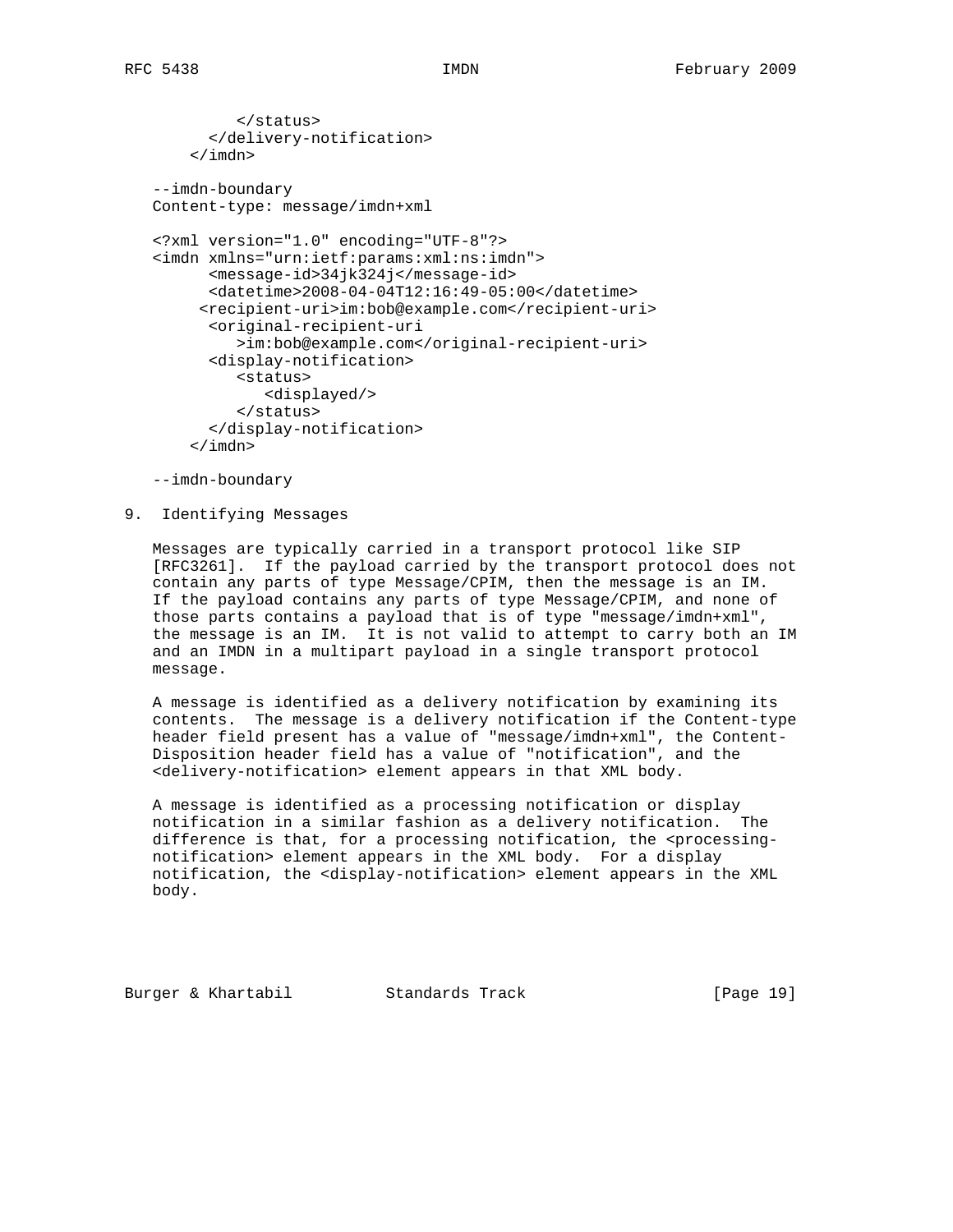```
         </status>
      </delivery-notification>
    </imdn>

--imdn-boundary
Content-type: message/imdn+xml

<?xml version="1.0" encoding="UTF-8"?>
<imdn xmlns="urn:ietf:params:xml:ns:imdn">
      <message-id>34jk324j</message-id>
      <datetime>2008-04-04T12:16:49-05:00</datetime>
     <recipient-uri>im:bob@example.com</recipient-uri>
      <original-recipient-uri
         >im:bob@example.com</original-recipient-uri>
      <display-notification>
         <status>
            <displayed/>
         </status>
      </display-notification>
    </imdn>

--imdn-boundary
```

## 9. Identifying Messages

Messages are typically carried in a transport protocol like SIP [RFC3261]. If the payload carried by the transport protocol does not contain any parts of type Message/CPIM, then the message is an IM. If the payload contains any parts of type Message/CPIM, and none of those parts contains a payload that is of type "message/imdn+xml", the message is an IM. It is not valid to attempt to carry both an IM and an IMDN in a multipart payload in a single transport protocol message.

A message is identified as a delivery notification by examining its contents. The message is a delivery notification if the Content-type header field present has a value of "message/imdn+xml", the Content-Disposition header field has a value of "notification", and the <delivery-notification> element appears in that XML body.

A message is identified as a processing notification or display notification in a similar fashion as a delivery notification. The difference is that, for a processing notification, the <processing-notification> element appears in the XML body. For a display notification, the <display-notification> element appears in the XML body.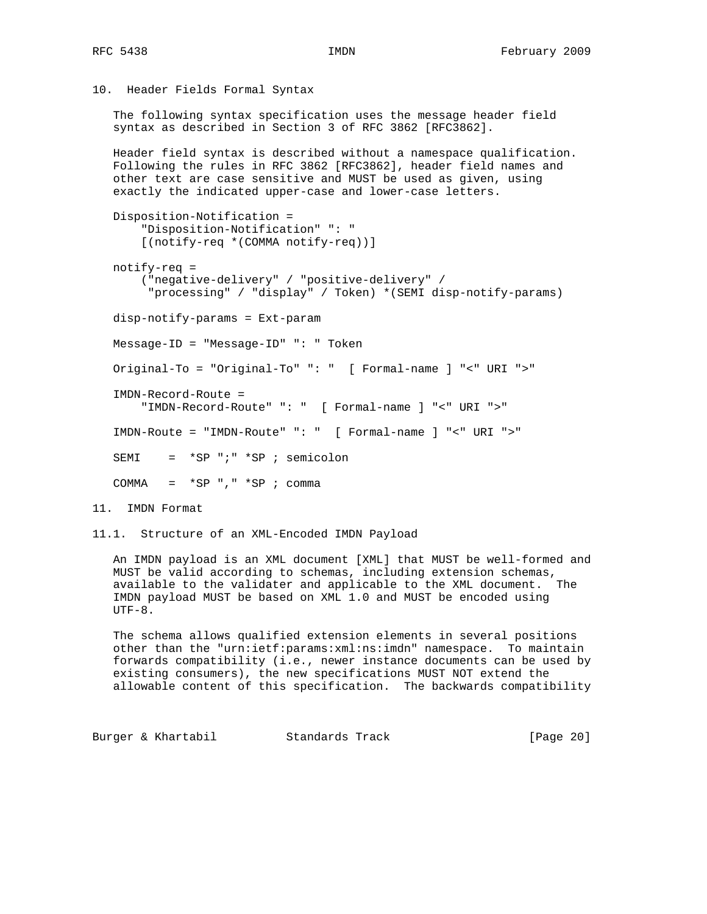## 10. Header Fields Formal Syntax

The following syntax specification uses the message header field syntax as described in Section 3 of RFC 3862 [RFC3862].

Header field syntax is described without a namespace qualification. Following the rules in RFC 3862 [RFC3862], header field names and other text are case sensitive and MUST be used as given, using exactly the indicated upper-case and lower-case letters.

```
Disposition-Notification =
    "Disposition-Notification" ": "
    [(notify-req *(COMMA notify-req))]

notify-req =
    ("negative-delivery" / "positive-delivery" /
     "processing" / "display" / Token) *(SEMI disp-notify-params)

disp-notify-params = Ext-param

Message-ID = "Message-ID" ": " Token

Original-To = "Original-To" ": "  [ Formal-name ] "<" URI ">"

IMDN-Record-Route =
    "IMDN-Record-Route" ": "  [ Formal-name ] "<" URI ">"

IMDN-Route = "IMDN-Route" ": "  [ Formal-name ] "<" URI ">"

SEMI    =  *SP ";" *SP ; semicolon

COMMA   =  *SP "," *SP ; comma
```

## 11. IMDN Format

### 11.1. Structure of an XML-Encoded IMDN Payload

An IMDN payload is an XML document [XML] that MUST be well-formed and MUST be valid according to schemas, including extension schemas, available to the validater and applicable to the XML document. The IMDN payload MUST be based on XML 1.0 and MUST be encoded using UTF-8.

The schema allows qualified extension elements in several positions other than the "urn:ietf:params:xml:ns:imdn" namespace. To maintain forwards compatibility (i.e., newer instance documents can be used by existing consumers), the new specifications MUST NOT extend the allowable content of this specification. The backwards compatibility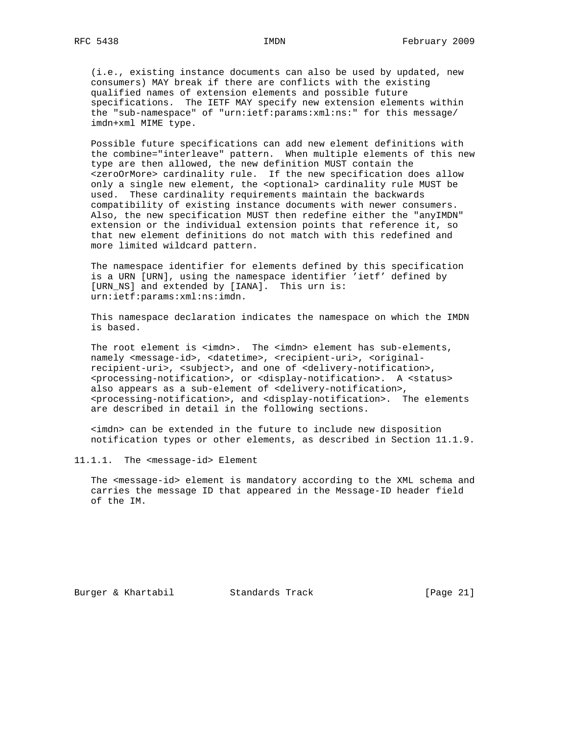(i.e., existing instance documents can also be used by updated, new consumers) MAY break if there are conflicts with the existing qualified names of extension elements and possible future specifications. The IETF MAY specify new extension elements within the "sub-namespace" of "urn:ietf:params:xml:ns:" for this message/imdn+xml MIME type.

Possible future specifications can add new element definitions with the combine="interleave" pattern. When multiple elements of this new type are then allowed, the new definition MUST contain the <zeroOrMore> cardinality rule. If the new specification does allow only a single new element, the <optional> cardinality rule MUST be used. These cardinality requirements maintain the backwards compatibility of existing instance documents with newer consumers. Also, the new specification MUST then redefine either the "anyIMDN" extension or the individual extension points that reference it, so that new element definitions do not match with this redefined and more limited wildcard pattern.

The namespace identifier for elements defined by this specification is a URN [URN], using the namespace identifier 'ietf' defined by [URN_NS] and extended by [IANA]. This urn is: urn:ietf:params:xml:ns:imdn.

This namespace declaration indicates the namespace on which the IMDN is based.

The root element is <imdn>. The <imdn> element has sub-elements, namely <message-id>, <datetime>, <recipient-uri>, <original-recipient-uri>, <subject>, and one of <delivery-notification>, <processing-notification>, or <display-notification>. A <status> also appears as a sub-element of <delivery-notification>, <processing-notification>, and <display-notification>. The elements are described in detail in the following sections.

<imdn> can be extended in the future to include new disposition notification types or other elements, as described in Section 11.1.9.

### 11.1.1. The <message-id> Element

The <message-id> element is mandatory according to the XML schema and carries the message ID that appeared in the Message-ID header field of the IM.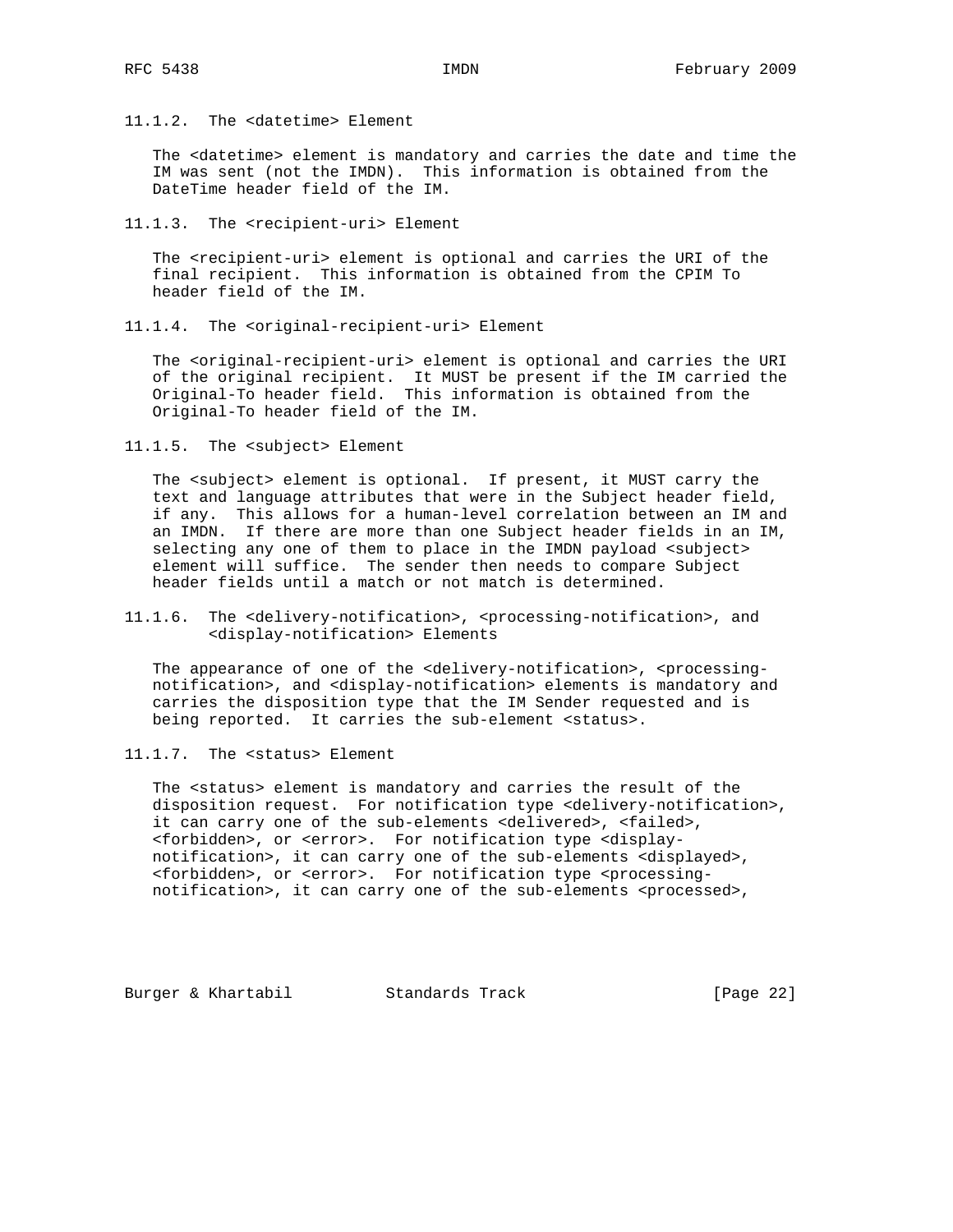#### 11.1.2. The <datetime> Element

The <datetime> element is mandatory and carries the date and time the IM was sent (not the IMDN). This information is obtained from the DateTime header field of the IM.

#### 11.1.3. The <recipient-uri> Element

The <recipient-uri> element is optional and carries the URI of the final recipient. This information is obtained from the CPIM To header field of the IM.

#### 11.1.4. The <original-recipient-uri> Element

The <original-recipient-uri> element is optional and carries the URI of the original recipient. It MUST be present if the IM carried the Original-To header field. This information is obtained from the Original-To header field of the IM.

#### 11.1.5. The <subject> Element

The <subject> element is optional. If present, it MUST carry the text and language attributes that were in the Subject header field, if any. This allows for a human-level correlation between an IM and an IMDN. If there are more than one Subject header fields in an IM, selecting any one of them to place in the IMDN payload <subject> element will suffice. The sender then needs to compare Subject header fields until a match or not match is determined.

#### 11.1.6. The <delivery-notification>, <processing-notification>, and <display-notification> Elements

The appearance of one of the <delivery-notification>, <processing-notification>, and <display-notification> elements is mandatory and carries the disposition type that the IM Sender requested and is being reported. It carries the sub-element <status>.

#### 11.1.7. The <status> Element

The <status> element is mandatory and carries the result of the disposition request. For notification type <delivery-notification>, it can carry one of the sub-elements <delivered>, <failed>, <forbidden>, or <error>. For notification type <display-notification>, it can carry one of the sub-elements <displayed>, <forbidden>, or <error>. For notification type <processing-notification>, it can carry one of the sub-elements <processed>,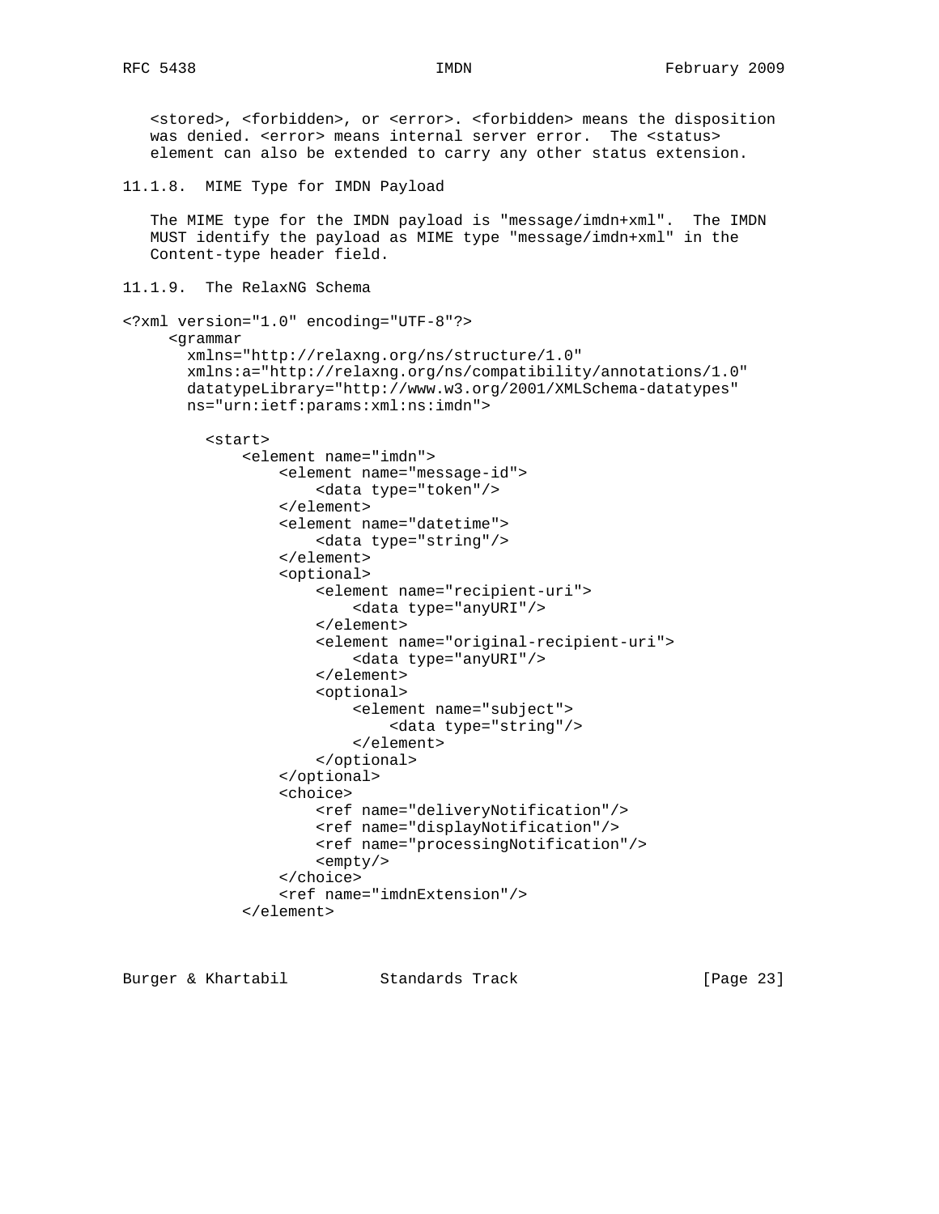<stored>, <forbidden>, or <error>. <forbidden> means the disposition was denied. <error> means internal server error. The <status> element can also be extended to carry any other status extension.

### 11.1.8. MIME Type for IMDN Payload

The MIME type for the IMDN payload is "message/imdn+xml". The IMDN MUST identify the payload as MIME type "message/imdn+xml" in the Content-type header field.

### 11.1.9. The RelaxNG Schema

```
<?xml version="1.0" encoding="UTF-8"?>
     <grammar
       xmlns="http://relaxng.org/ns/structure/1.0"
       xmlns:a="http://relaxng.org/ns/compatibility/annotations/1.0"
       datatypeLibrary="http://www.w3.org/2001/XMLSchema-datatypes"
       ns="urn:ietf:params:xml:ns:imdn">

         <start>
             <element name="imdn">
                 <element name="message-id">
                     <data type="token"/>
                 </element>
                 <element name="datetime">
                     <data type="string"/>
                 </element>
                 <optional>
                     <element name="recipient-uri">
                         <data type="anyURI"/>
                     </element>
                     <element name="original-recipient-uri">
                         <data type="anyURI"/>
                     </element>
                     <optional>
                         <element name="subject">
                             <data type="string"/>
                         </element>
                     </optional>
                 </optional>
                 <choice>
                     <ref name="deliveryNotification"/>
                     <ref name="displayNotification"/>
                     <ref name="processingNotification"/>
                     <empty/>
                 </choice>
                 <ref name="imdnExtension"/>
             </element>
```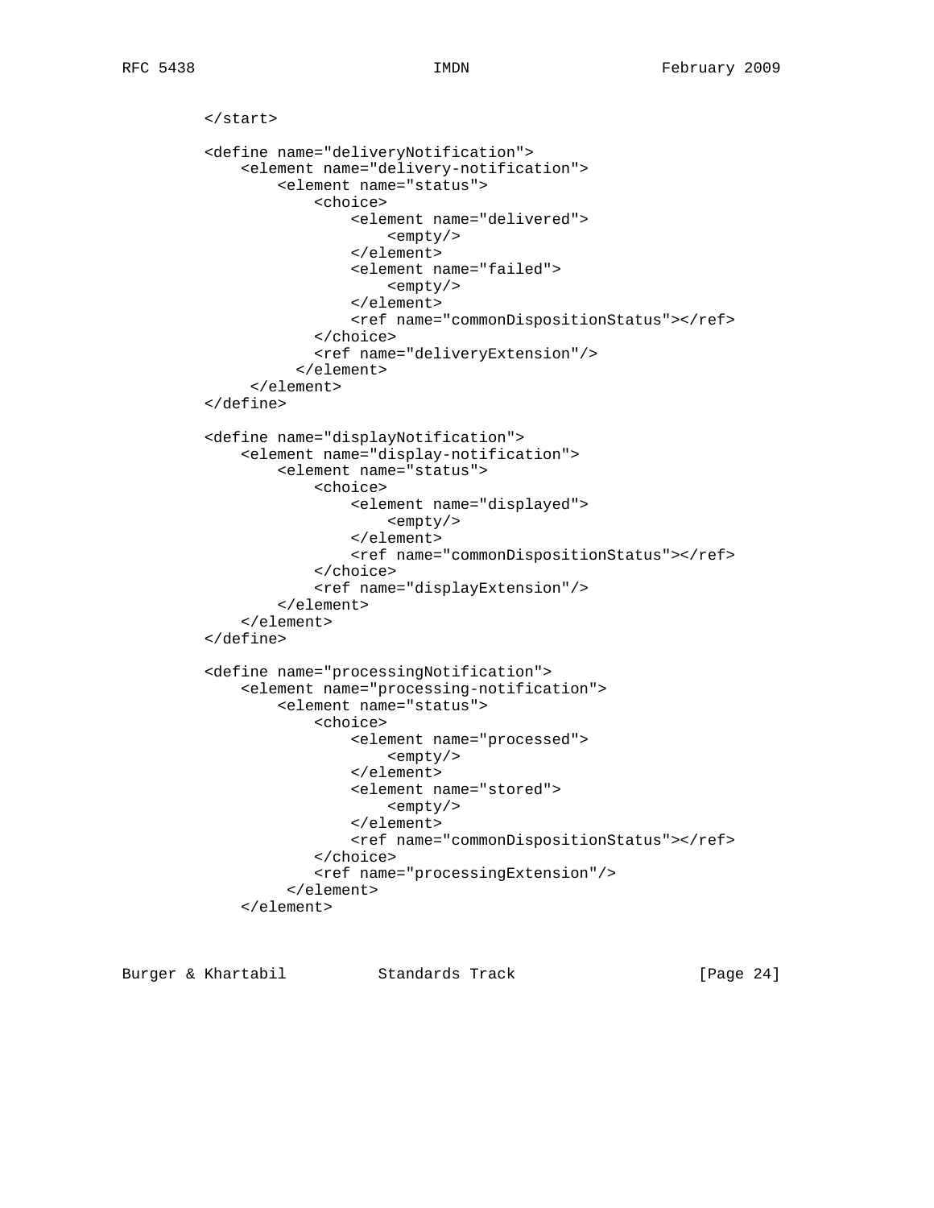```
      </start>

      <define name="deliveryNotification">
          <element name="delivery-notification">
              <element name="status">
                  <choice>
                      <element name="delivered">
                          <empty/>
                      </element>
                      <element name="failed">
                          <empty/>
                      </element>
                      <ref name="commonDispositionStatus"></ref>
                  </choice>
                  <ref name="deliveryExtension"/>
                </element>
           </element>
      </define>

      <define name="displayNotification">
          <element name="display-notification">
              <element name="status">
                  <choice>
                      <element name="displayed">
                          <empty/>
                      </element>
                      <ref name="commonDispositionStatus"></ref>
                  </choice>
                  <ref name="displayExtension"/>
              </element>
          </element>
      </define>

      <define name="processingNotification">
          <element name="processing-notification">
              <element name="status">
                  <choice>
                      <element name="processed">
                          <empty/>
                      </element>
                      <element name="stored">
                          <empty/>
                      </element>
                      <ref name="commonDispositionStatus"></ref>
                  </choice>
                  <ref name="processingExtension"/>
               </element>
          </element>
```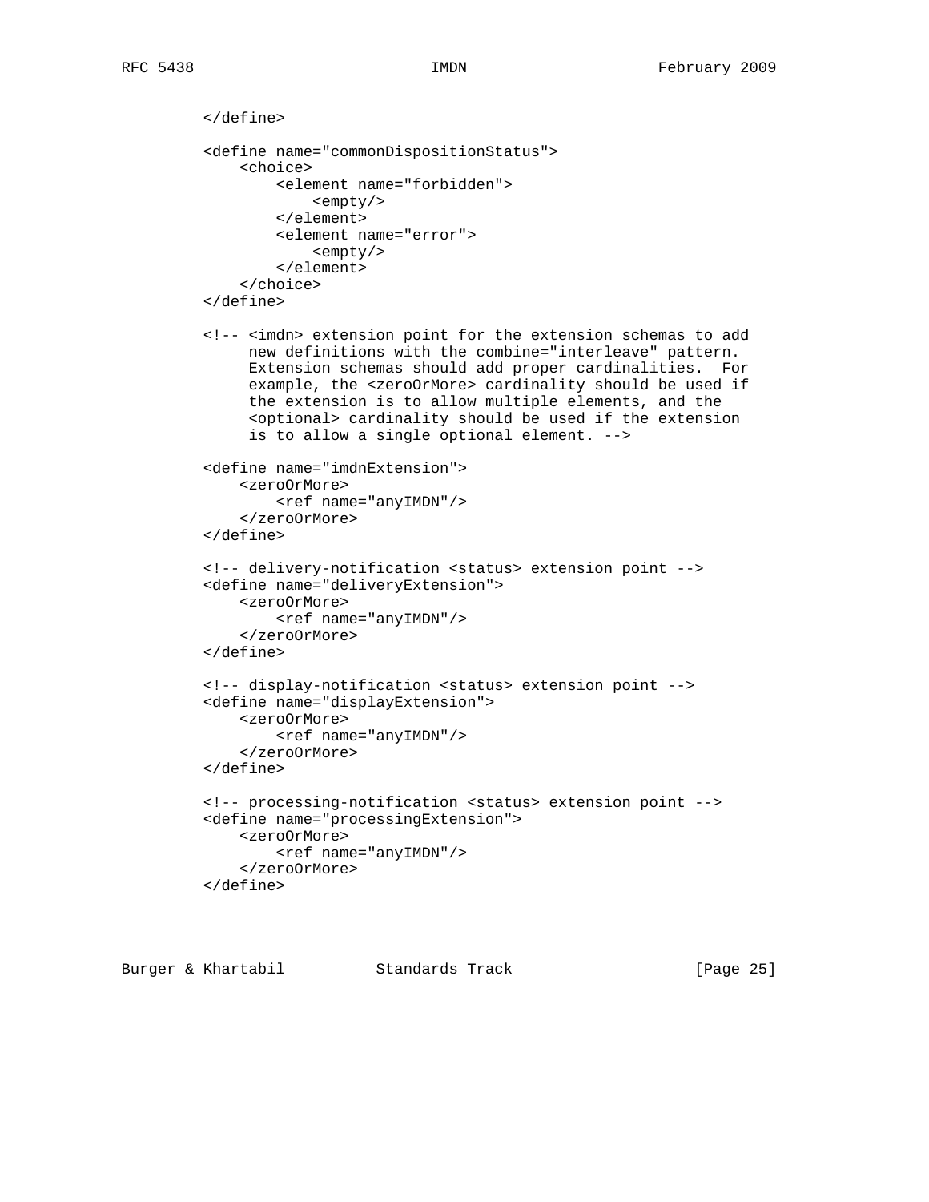```
        </define>

        <define name="commonDispositionStatus">
            <choice>
                <element name="forbidden">
                    <empty/>
                </element>
                <element name="error">
                    <empty/>
                </element>
            </choice>
        </define>

        <!-- <imdn> extension point for the extension schemas to add
             new definitions with the combine="interleave" pattern.
             Extension schemas should add proper cardinalities.  For
             example, the <zeroOrMore> cardinality should be used if
             the extension is to allow multiple elements, and the
             <optional> cardinality should be used if the extension
             is to allow a single optional element. -->

        <define name="imdnExtension">
            <zeroOrMore>
                <ref name="anyIMDN"/>
            </zeroOrMore>
        </define>

        <!-- delivery-notification <status> extension point -->
        <define name="deliveryExtension">
            <zeroOrMore>
                <ref name="anyIMDN"/>
            </zeroOrMore>
        </define>

        <!-- display-notification <status> extension point -->
        <define name="displayExtension">
            <zeroOrMore>
                <ref name="anyIMDN"/>
            </zeroOrMore>
        </define>

        <!-- processing-notification <status> extension point -->
        <define name="processingExtension">
            <zeroOrMore>
                <ref name="anyIMDN"/>
            </zeroOrMore>
        </define>
```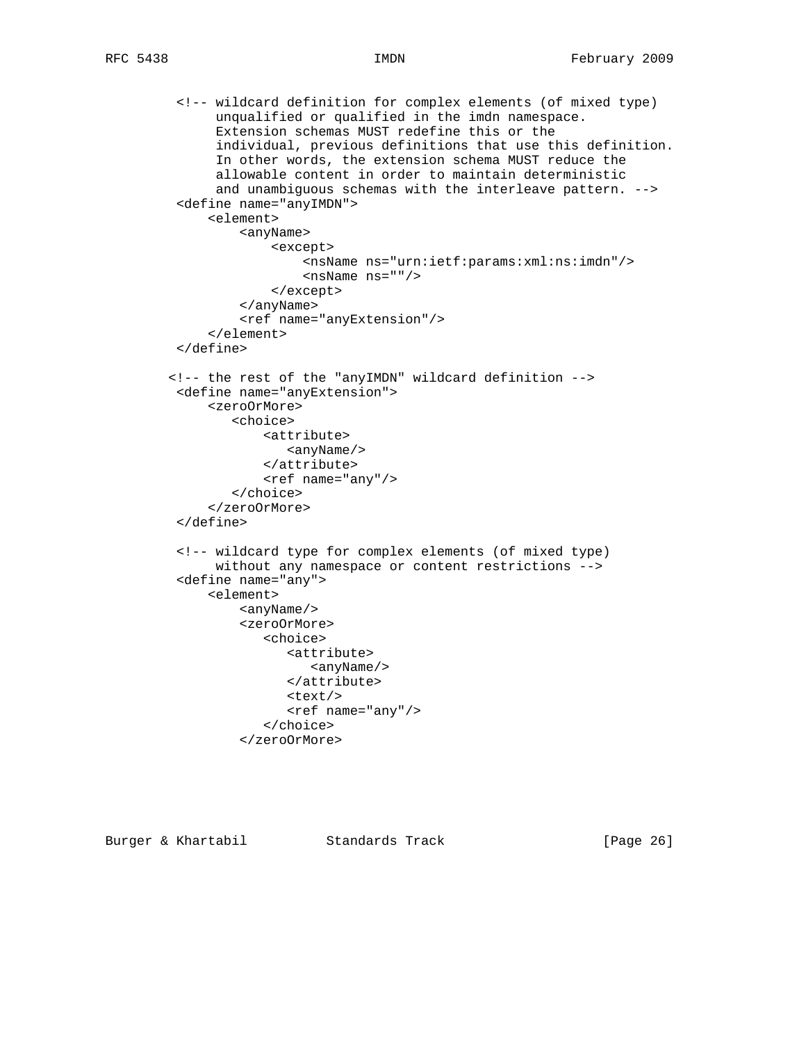```
   <!-- wildcard definition for complex elements (of mixed type)
        unqualified or qualified in the imdn namespace.
        Extension schemas MUST redefine this or the
        individual, previous definitions that use this definition.
        In other words, the extension schema MUST reduce the
        allowable content in order to maintain deterministic
        and unambiguous schemas with the interleave pattern. -->
   <define name="anyIMDN">
       <element>
           <anyName>
               <except>
                   <nsName ns="urn:ietf:params:xml:ns:imdn"/>
                   <nsName ns=""/>
               </except>
           </anyName>
           <ref name="anyExtension"/>
       </element>
   </define>

  <!-- the rest of the "anyIMDN" wildcard definition -->
   <define name="anyExtension">
       <zeroOrMore>
          <choice>
              <attribute>
                 <anyName/>
              </attribute>
              <ref name="any"/>
          </choice>
       </zeroOrMore>
   </define>

   <!-- wildcard type for complex elements (of mixed type)
        without any namespace or content restrictions -->
   <define name="any">
       <element>
           <anyName/>
           <zeroOrMore>
              <choice>
                 <attribute>
                    <anyName/>
                 </attribute>
                 <text/>
                 <ref name="any"/>
              </choice>
           </zeroOrMore>
```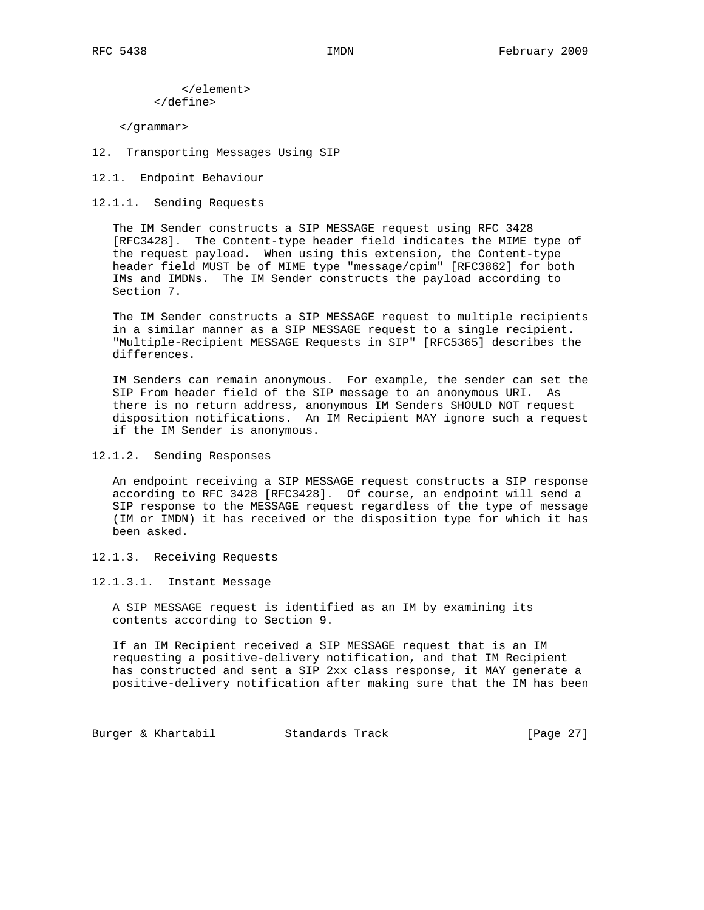```
        </element>
    </define>

</grammar>
```

## 12. Transporting Messages Using SIP

### 12.1. Endpoint Behaviour

#### 12.1.1. Sending Requests

The IM Sender constructs a SIP MESSAGE request using RFC 3428 [RFC3428]. The Content-type header field indicates the MIME type of the request payload. When using this extension, the Content-type header field MUST be of MIME type "message/cpim" [RFC3862] for both IMs and IMDNs. The IM Sender constructs the payload according to Section 7.

The IM Sender constructs a SIP MESSAGE request to multiple recipients in a similar manner as a SIP MESSAGE request to a single recipient. "Multiple-Recipient MESSAGE Requests in SIP" [RFC5365] describes the differences.

IM Senders can remain anonymous. For example, the sender can set the SIP From header field of the SIP message to an anonymous URI. As there is no return address, anonymous IM Senders SHOULD NOT request disposition notifications. An IM Recipient MAY ignore such a request if the IM Sender is anonymous.

#### 12.1.2. Sending Responses

An endpoint receiving a SIP MESSAGE request constructs a SIP response according to RFC 3428 [RFC3428]. Of course, an endpoint will send a SIP response to the MESSAGE request regardless of the type of message (IM or IMDN) it has received or the disposition type for which it has been asked.

#### 12.1.3. Receiving Requests

##### 12.1.3.1. Instant Message

A SIP MESSAGE request is identified as an IM by examining its contents according to Section 9.

If an IM Recipient received a SIP MESSAGE request that is an IM requesting a positive-delivery notification, and that IM Recipient has constructed and sent a SIP 2xx class response, it MAY generate a positive-delivery notification after making sure that the IM has been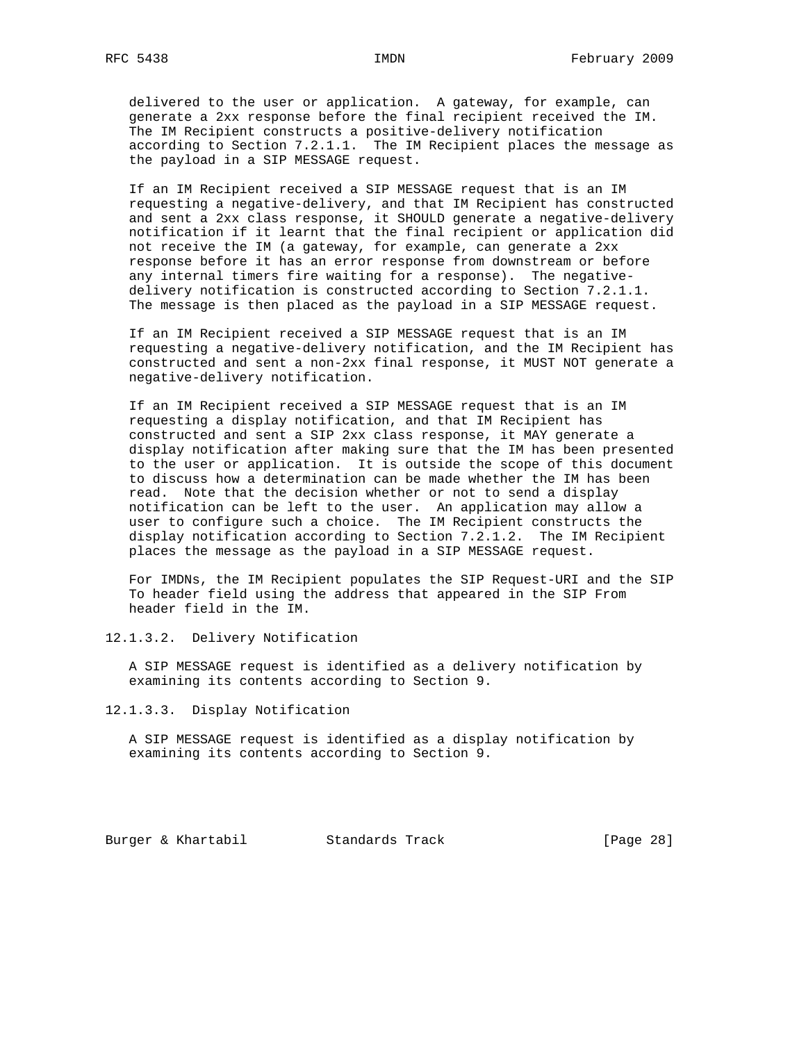delivered to the user or application. A gateway, for example, can generate a 2xx response before the final recipient received the IM. The IM Recipient constructs a positive-delivery notification according to Section 7.2.1.1. The IM Recipient places the message as the payload in a SIP MESSAGE request.

If an IM Recipient received a SIP MESSAGE request that is an IM requesting a negative-delivery, and that IM Recipient has constructed and sent a 2xx class response, it SHOULD generate a negative-delivery notification if it learnt that the final recipient or application did not receive the IM (a gateway, for example, can generate a 2xx response before it has an error response from downstream or before any internal timers fire waiting for a response). The negative-delivery notification is constructed according to Section 7.2.1.1. The message is then placed as the payload in a SIP MESSAGE request.

If an IM Recipient received a SIP MESSAGE request that is an IM requesting a negative-delivery notification, and the IM Recipient has constructed and sent a non-2xx final response, it MUST NOT generate a negative-delivery notification.

If an IM Recipient received a SIP MESSAGE request that is an IM requesting a display notification, and that IM Recipient has constructed and sent a SIP 2xx class response, it MAY generate a display notification after making sure that the IM has been presented to the user or application. It is outside the scope of this document to discuss how a determination can be made whether the IM has been read. Note that the decision whether or not to send a display notification can be left to the user. An application may allow a user to configure such a choice. The IM Recipient constructs the display notification according to Section 7.2.1.2. The IM Recipient places the message as the payload in a SIP MESSAGE request.

For IMDNs, the IM Recipient populates the SIP Request-URI and the SIP To header field using the address that appeared in the SIP From header field in the IM.

#### 12.1.3.2. Delivery Notification

A SIP MESSAGE request is identified as a delivery notification by examining its contents according to Section 9.

#### 12.1.3.3. Display Notification

A SIP MESSAGE request is identified as a display notification by examining its contents according to Section 9.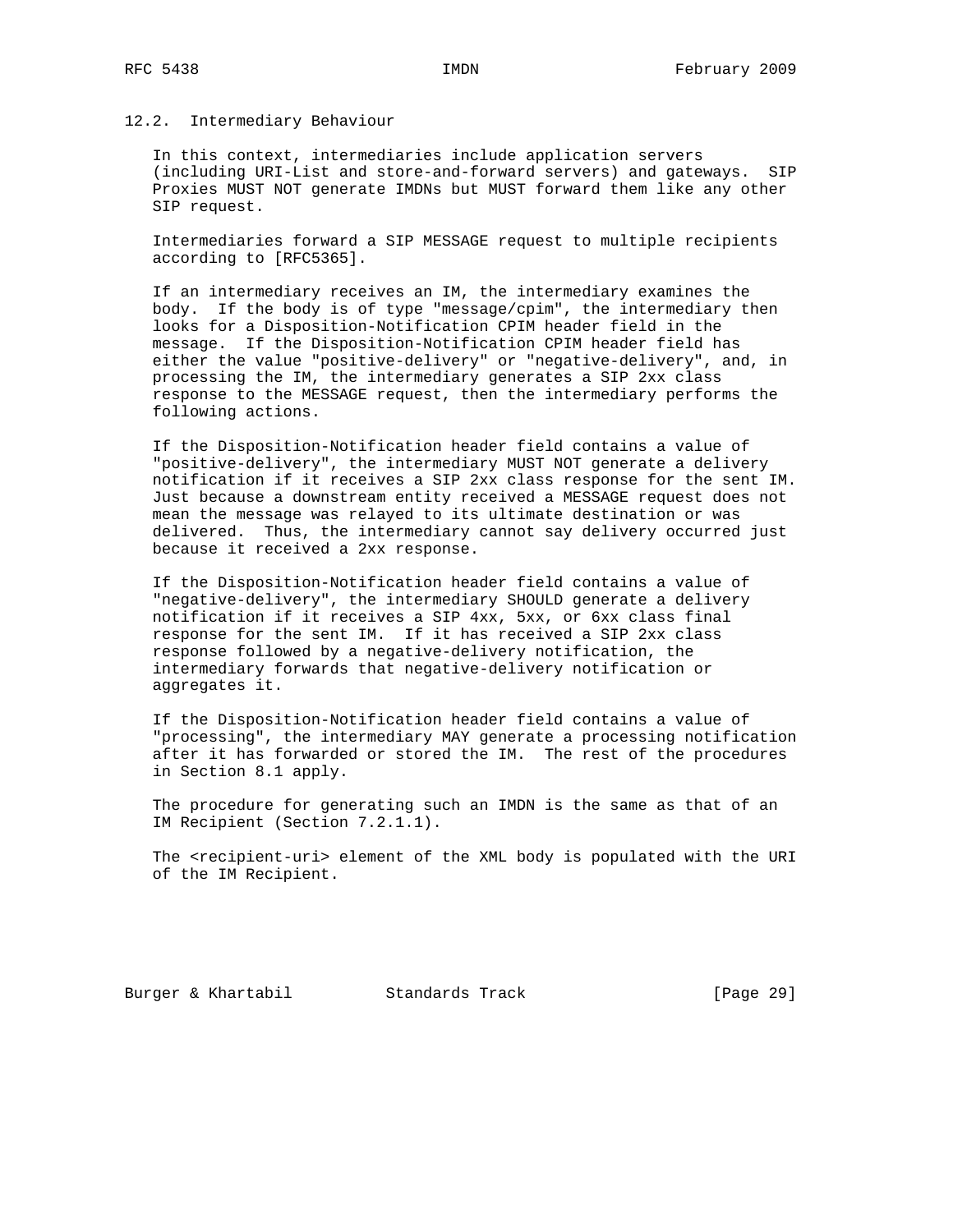### 12.2. Intermediary Behaviour

In this context, intermediaries include application servers (including URI-List and store-and-forward servers) and gateways. SIP Proxies MUST NOT generate IMDNs but MUST forward them like any other SIP request.

Intermediaries forward a SIP MESSAGE request to multiple recipients according to [RFC5365].

If an intermediary receives an IM, the intermediary examines the body. If the body is of type "message/cpim", the intermediary then looks for a Disposition-Notification CPIM header field in the message. If the Disposition-Notification CPIM header field has either the value "positive-delivery" or "negative-delivery", and, in processing the IM, the intermediary generates a SIP 2xx class response to the MESSAGE request, then the intermediary performs the following actions.

If the Disposition-Notification header field contains a value of "positive-delivery", the intermediary MUST NOT generate a delivery notification if it receives a SIP 2xx class response for the sent IM. Just because a downstream entity received a MESSAGE request does not mean the message was relayed to its ultimate destination or was delivered. Thus, the intermediary cannot say delivery occurred just because it received a 2xx response.

If the Disposition-Notification header field contains a value of "negative-delivery", the intermediary SHOULD generate a delivery notification if it receives a SIP 4xx, 5xx, or 6xx class final response for the sent IM. If it has received a SIP 2xx class response followed by a negative-delivery notification, the intermediary forwards that negative-delivery notification or aggregates it.

If the Disposition-Notification header field contains a value of "processing", the intermediary MAY generate a processing notification after it has forwarded or stored the IM. The rest of the procedures in Section 8.1 apply.

The procedure for generating such an IMDN is the same as that of an IM Recipient (Section 7.2.1.1).

The <recipient-uri> element of the XML body is populated with the URI of the IM Recipient.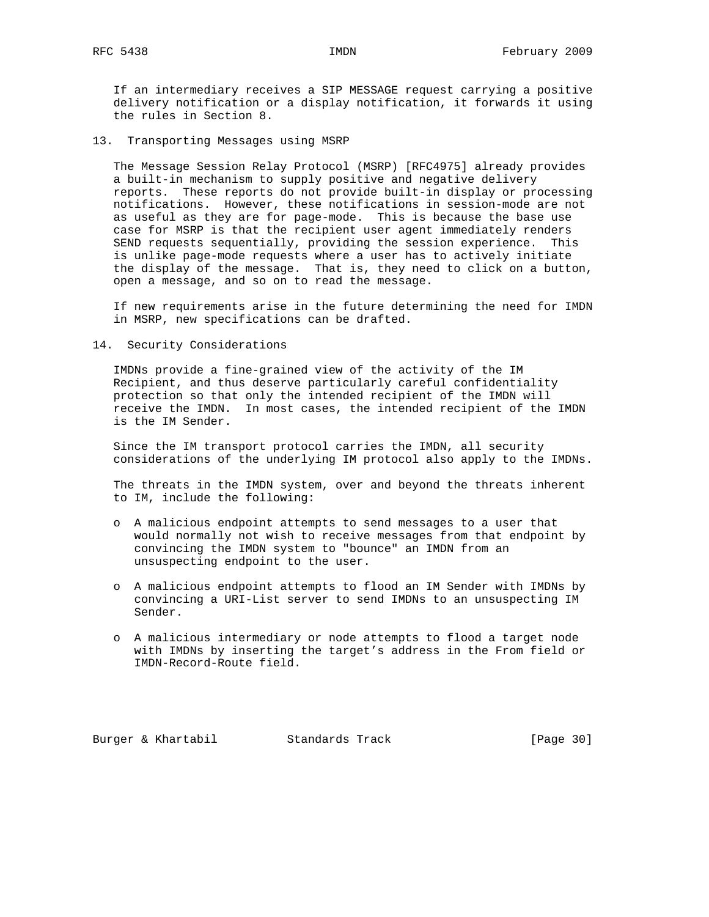If an intermediary receives a SIP MESSAGE request carrying a positive delivery notification or a display notification, it forwards it using the rules in Section 8.

## 13. Transporting Messages using MSRP

The Message Session Relay Protocol (MSRP) [RFC4975] already provides a built-in mechanism to supply positive and negative delivery reports. These reports do not provide built-in display or processing notifications. However, these notifications in session-mode are not as useful as they are for page-mode. This is because the base use case for MSRP is that the recipient user agent immediately renders SEND requests sequentially, providing the session experience. This is unlike page-mode requests where a user has to actively initiate the display of the message. That is, they need to click on a button, open a message, and so on to read the message.

If new requirements arise in the future determining the need for IMDN in MSRP, new specifications can be drafted.

## 14. Security Considerations

IMDNs provide a fine-grained view of the activity of the IM Recipient, and thus deserve particularly careful confidentiality protection so that only the intended recipient of the IMDN will receive the IMDN. In most cases, the intended recipient of the IMDN is the IM Sender.

Since the IM transport protocol carries the IMDN, all security considerations of the underlying IM protocol also apply to the IMDNs.

The threats in the IMDN system, over and beyond the threats inherent to IM, include the following:

- A malicious endpoint attempts to send messages to a user that would normally not wish to receive messages from that endpoint by convincing the IMDN system to "bounce" an IMDN from an unsuspecting endpoint to the user.
- A malicious endpoint attempts to flood an IM Sender with IMDNs by convincing a URI-List server to send IMDNs to an unsuspecting IM Sender.
- A malicious intermediary or node attempts to flood a target node with IMDNs by inserting the target's address in the From field or IMDN-Record-Route field.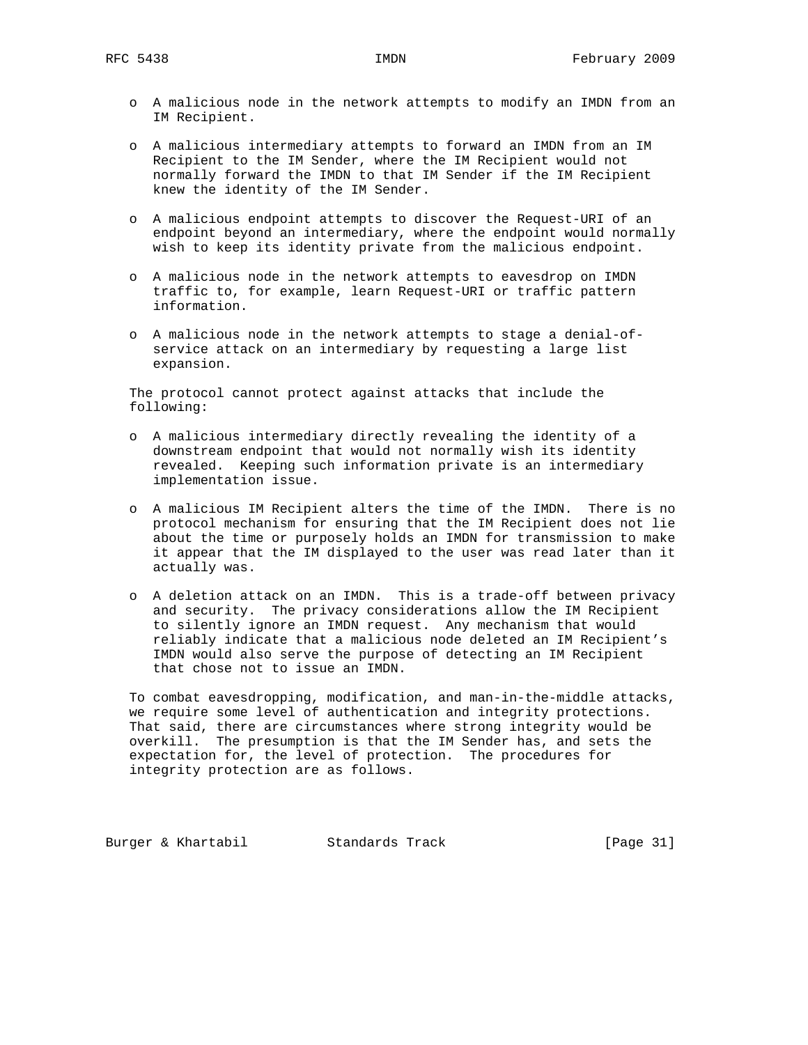- A malicious node in the network attempts to modify an IMDN from an IM Recipient.

- A malicious intermediary attempts to forward an IMDN from an IM Recipient to the IM Sender, where the IM Recipient would not normally forward the IMDN to that IM Sender if the IM Recipient knew the identity of the IM Sender.

- A malicious endpoint attempts to discover the Request-URI of an endpoint beyond an intermediary, where the endpoint would normally wish to keep its identity private from the malicious endpoint.

- A malicious node in the network attempts to eavesdrop on IMDN traffic to, for example, learn Request-URI or traffic pattern information.

- A malicious node in the network attempts to stage a denial-of-service attack on an intermediary by requesting a large list expansion.

The protocol cannot protect against attacks that include the following:

- A malicious intermediary directly revealing the identity of a downstream endpoint that would not normally wish its identity revealed. Keeping such information private is an intermediary implementation issue.

- A malicious IM Recipient alters the time of the IMDN. There is no protocol mechanism for ensuring that the IM Recipient does not lie about the time or purposely holds an IMDN for transmission to make it appear that the IM displayed to the user was read later than it actually was.

- A deletion attack on an IMDN. This is a trade-off between privacy and security. The privacy considerations allow the IM Recipient to silently ignore an IMDN request. Any mechanism that would reliably indicate that a malicious node deleted an IM Recipient's IMDN would also serve the purpose of detecting an IM Recipient that chose not to issue an IMDN.

To combat eavesdropping, modification, and man-in-the-middle attacks, we require some level of authentication and integrity protections. That said, there are circumstances where strong integrity would be overkill. The presumption is that the IM Sender has, and sets the expectation for, the level of protection. The procedures for integrity protection are as follows.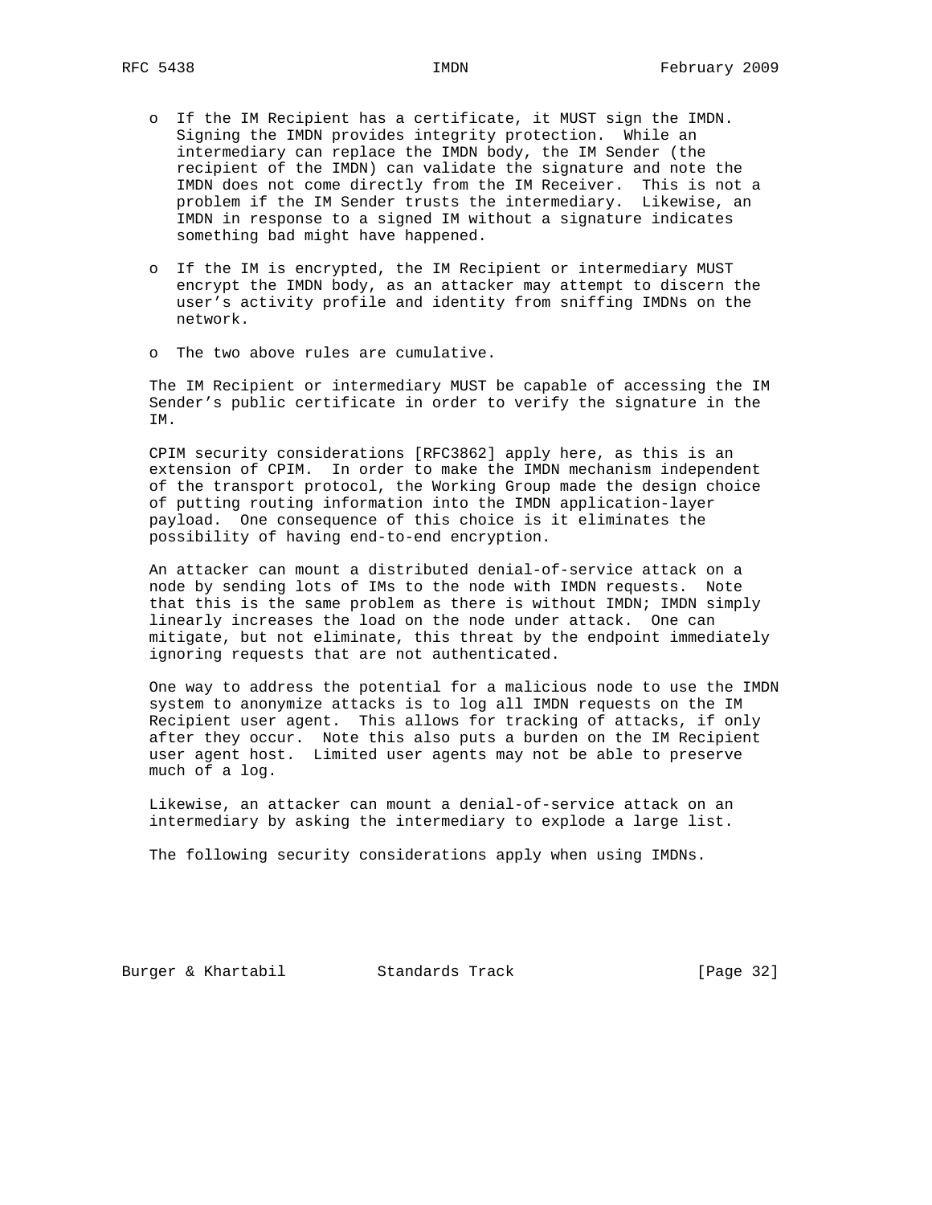- If the IM Recipient has a certificate, it MUST sign the IMDN. Signing the IMDN provides integrity protection. While an intermediary can replace the IMDN body, the IM Sender (the recipient of the IMDN) can validate the signature and note the IMDN does not come directly from the IM Receiver. This is not a problem if the IM Sender trusts the intermediary. Likewise, an IMDN in response to a signed IM without a signature indicates something bad might have happened.

- If the IM is encrypted, the IM Recipient or intermediary MUST encrypt the IMDN body, as an attacker may attempt to discern the user's activity profile and identity from sniffing IMDNs on the network.

- The two above rules are cumulative.

The IM Recipient or intermediary MUST be capable of accessing the IM Sender's public certificate in order to verify the signature in the IM.

CPIM security considerations [RFC3862] apply here, as this is an extension of CPIM. In order to make the IMDN mechanism independent of the transport protocol, the Working Group made the design choice of putting routing information into the IMDN application-layer payload. One consequence of this choice is it eliminates the possibility of having end-to-end encryption.

An attacker can mount a distributed denial-of-service attack on a node by sending lots of IMs to the node with IMDN requests. Note that this is the same problem as there is without IMDN; IMDN simply linearly increases the load on the node under attack. One can mitigate, but not eliminate, this threat by the endpoint immediately ignoring requests that are not authenticated.

One way to address the potential for a malicious node to use the IMDN system to anonymize attacks is to log all IMDN requests on the IM Recipient user agent. This allows for tracking of attacks, if only after they occur. Note this also puts a burden on the IM Recipient user agent host. Limited user agents may not be able to preserve much of a log.

Likewise, an attacker can mount a denial-of-service attack on an intermediary by asking the intermediary to explode a large list.

The following security considerations apply when using IMDNs.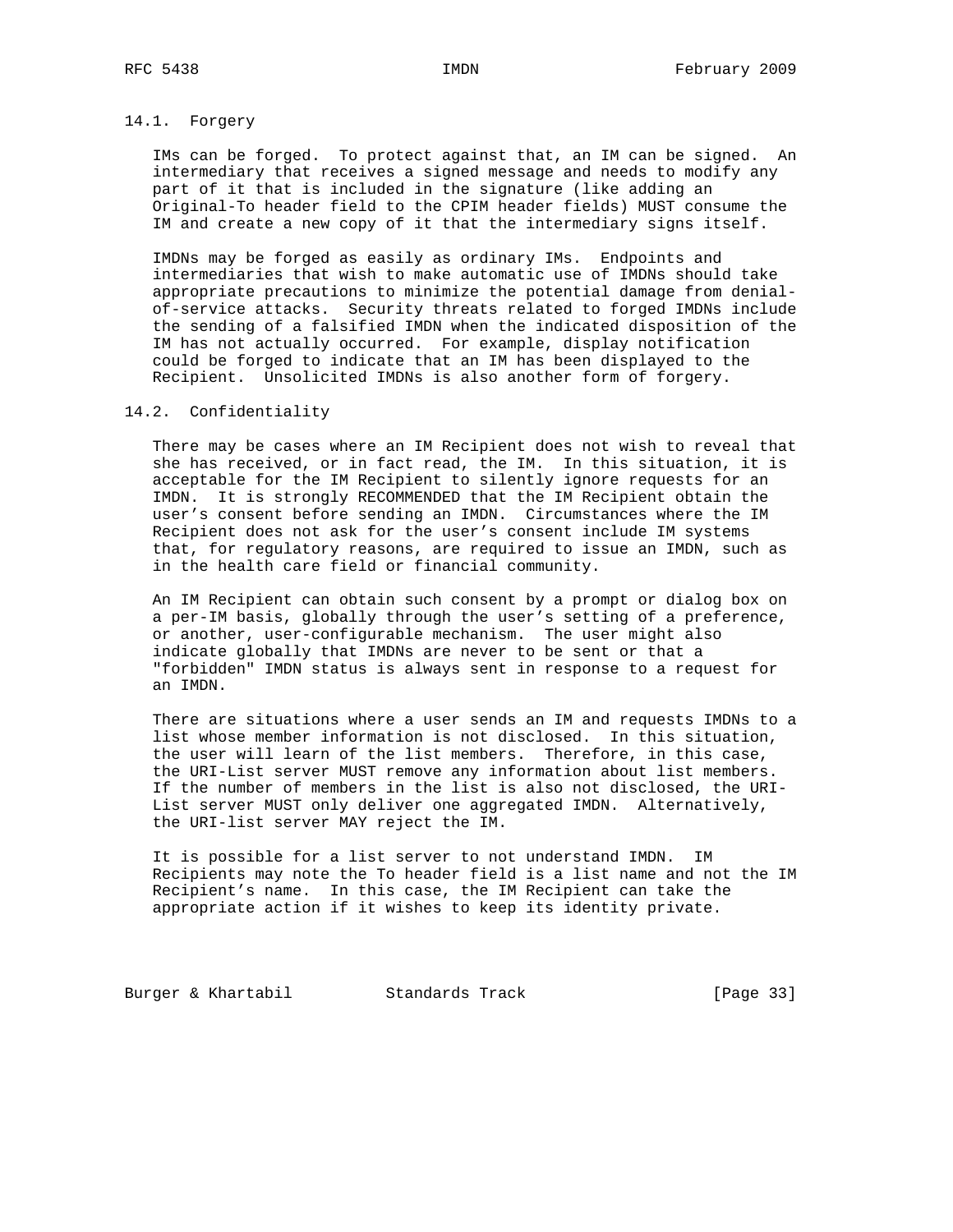### 14.1. Forgery

IMs can be forged. To protect against that, an IM can be signed. An intermediary that receives a signed message and needs to modify any part of it that is included in the signature (like adding an Original-To header field to the CPIM header fields) MUST consume the IM and create a new copy of it that the intermediary signs itself.

IMDNs may be forged as easily as ordinary IMs. Endpoints and intermediaries that wish to make automatic use of IMDNs should take appropriate precautions to minimize the potential damage from denial-of-service attacks. Security threats related to forged IMDNs include the sending of a falsified IMDN when the indicated disposition of the IM has not actually occurred. For example, display notification could be forged to indicate that an IM has been displayed to the Recipient. Unsolicited IMDNs is also another form of forgery.

### 14.2. Confidentiality

There may be cases where an IM Recipient does not wish to reveal that she has received, or in fact read, the IM. In this situation, it is acceptable for the IM Recipient to silently ignore requests for an IMDN. It is strongly RECOMMENDED that the IM Recipient obtain the user's consent before sending an IMDN. Circumstances where the IM Recipient does not ask for the user's consent include IM systems that, for regulatory reasons, are required to issue an IMDN, such as in the health care field or financial community.

An IM Recipient can obtain such consent by a prompt or dialog box on a per-IM basis, globally through the user's setting of a preference, or another, user-configurable mechanism. The user might also indicate globally that IMDNs are never to be sent or that a "forbidden" IMDN status is always sent in response to a request for an IMDN.

There are situations where a user sends an IM and requests IMDNs to a list whose member information is not disclosed. In this situation, the user will learn of the list members. Therefore, in this case, the URI-List server MUST remove any information about list members. If the number of members in the list is also not disclosed, the URI-List server MUST only deliver one aggregated IMDN. Alternatively, the URI-list server MAY reject the IM.

It is possible for a list server to not understand IMDN. IM Recipients may note the To header field is a list name and not the IM Recipient's name. In this case, the IM Recipient can take the appropriate action if it wishes to keep its identity private.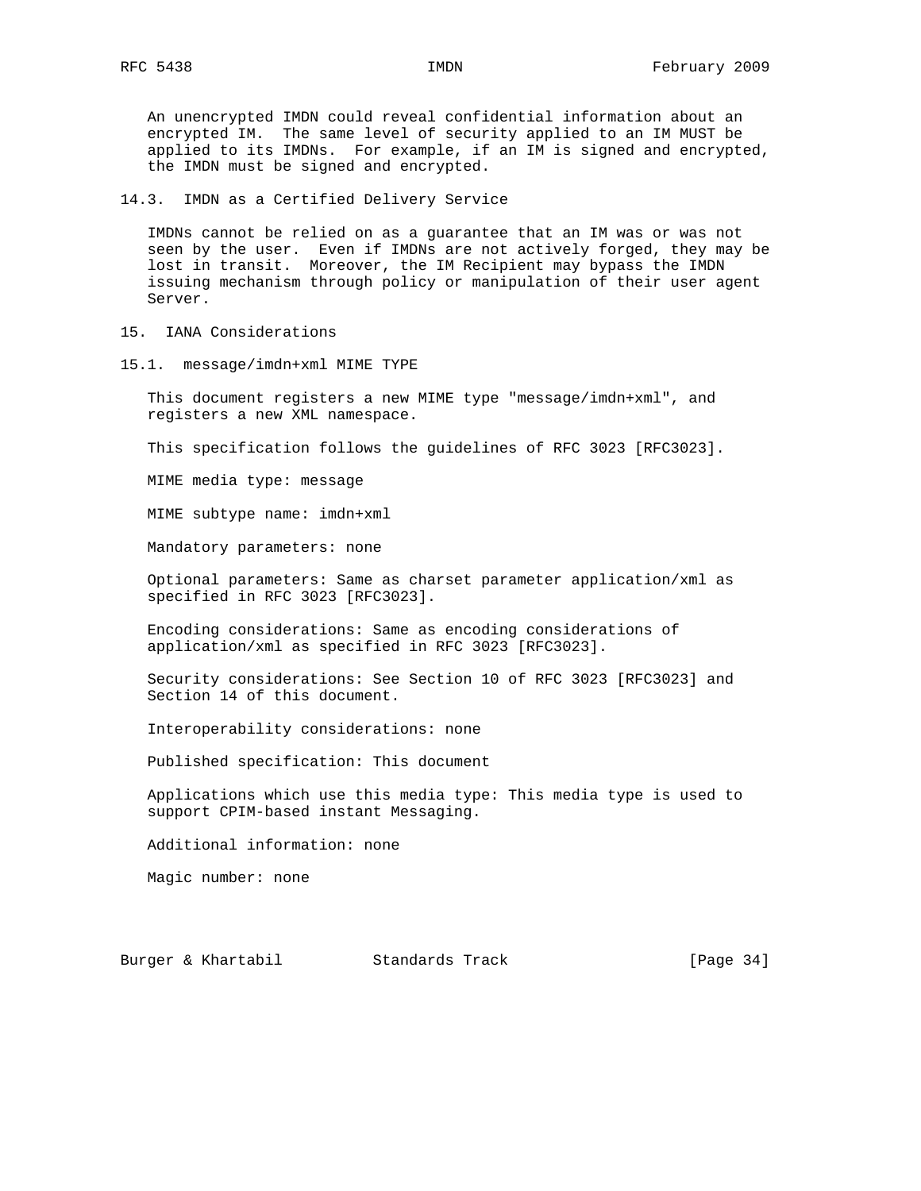An unencrypted IMDN could reveal confidential information about an encrypted IM. The same level of security applied to an IM MUST be applied to its IMDNs. For example, if an IM is signed and encrypted, the IMDN must be signed and encrypted.

### 14.3. IMDN as a Certified Delivery Service

IMDNs cannot be relied on as a guarantee that an IM was or was not seen by the user. Even if IMDNs are not actively forged, they may be lost in transit. Moreover, the IM Recipient may bypass the IMDN issuing mechanism through policy or manipulation of their user agent Server.

## 15. IANA Considerations

### 15.1. message/imdn+xml MIME TYPE

This document registers a new MIME type "message/imdn+xml", and registers a new XML namespace.

This specification follows the guidelines of RFC 3023 [RFC3023].

MIME media type: message

MIME subtype name: imdn+xml

Mandatory parameters: none

Optional parameters: Same as charset parameter application/xml as specified in RFC 3023 [RFC3023].

Encoding considerations: Same as encoding considerations of application/xml as specified in RFC 3023 [RFC3023].

Security considerations: See Section 10 of RFC 3023 [RFC3023] and Section 14 of this document.

Interoperability considerations: none

Published specification: This document

Applications which use this media type: This media type is used to support CPIM-based instant Messaging.

Additional information: none

Magic number: none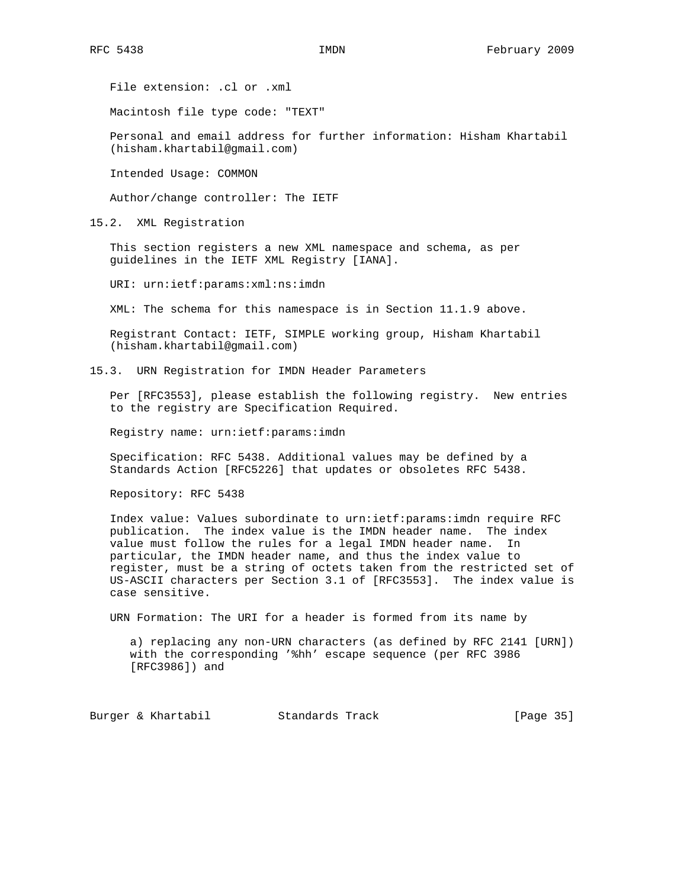File extension: .cl or .xml

Macintosh file type code: "TEXT"

Personal and email address for further information: Hisham Khartabil (hisham.khartabil@gmail.com)

Intended Usage: COMMON

Author/change controller: The IETF

## 15.2. XML Registration

This section registers a new XML namespace and schema, as per guidelines in the IETF XML Registry [IANA].

URI: urn:ietf:params:xml:ns:imdn

XML: The schema for this namespace is in Section 11.1.9 above.

Registrant Contact: IETF, SIMPLE working group, Hisham Khartabil (hisham.khartabil@gmail.com)

## 15.3. URN Registration for IMDN Header Parameters

Per [RFC3553], please establish the following registry. New entries to the registry are Specification Required.

Registry name: urn:ietf:params:imdn

Specification: RFC 5438. Additional values may be defined by a Standards Action [RFC5226] that updates or obsoletes RFC 5438.

Repository: RFC 5438

Index value: Values subordinate to urn:ietf:params:imdn require RFC publication. The index value is the IMDN header name. The index value must follow the rules for a legal IMDN header name. In particular, the IMDN header name, and thus the index value to register, must be a string of octets taken from the restricted set of US-ASCII characters per Section 3.1 of [RFC3553]. The index value is case sensitive.

URN Formation: The URI for a header is formed from its name by

a) replacing any non-URN characters (as defined by RFC 2141 [URN]) with the corresponding '%hh' escape sequence (per RFC 3986 [RFC3986]) and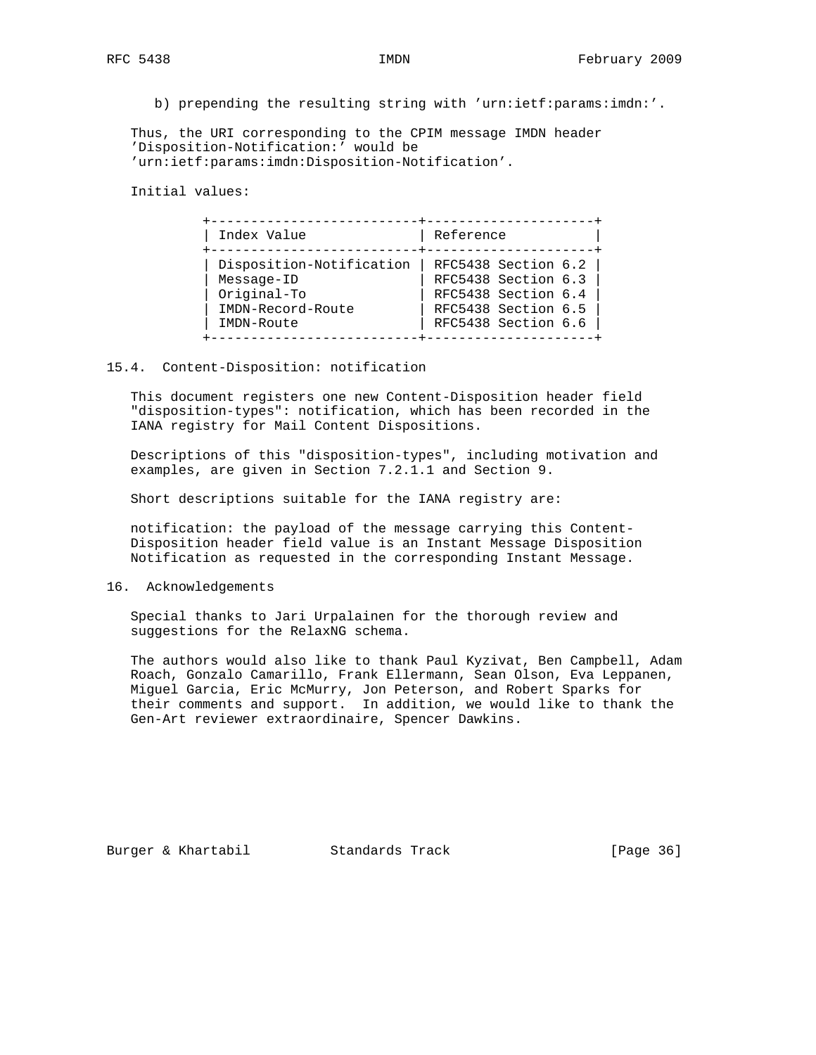b) prepending the resulting string with 'urn:ietf:params:imdn:'.

Thus, the URI corresponding to the CPIM message IMDN header 'Disposition-Notification:' would be 'urn:ietf:params:imdn:Disposition-Notification'.

Initial values:

| Index Value | Reference |
|---|---|
| Disposition-Notification | RFC5438 Section 6.2 |
| Message-ID | RFC5438 Section 6.3 |
| Original-To | RFC5438 Section 6.4 |
| IMDN-Record-Route | RFC5438 Section 6.5 |
| IMDN-Route | RFC5438 Section 6.6 |

### 15.4. Content-Disposition: notification

This document registers one new Content-Disposition header field "disposition-types": notification, which has been recorded in the IANA registry for Mail Content Dispositions.

Descriptions of this "disposition-types", including motivation and examples, are given in Section 7.2.1.1 and Section 9.

Short descriptions suitable for the IANA registry are:

notification: the payload of the message carrying this Content-Disposition header field value is an Instant Message Disposition Notification as requested in the corresponding Instant Message.

## 16. Acknowledgements

Special thanks to Jari Urpalainen for the thorough review and suggestions for the RelaxNG schema.

The authors would also like to thank Paul Kyzivat, Ben Campbell, Adam Roach, Gonzalo Camarillo, Frank Ellermann, Sean Olson, Eva Leppanen, Miguel Garcia, Eric McMurry, Jon Peterson, and Robert Sparks for their comments and support. In addition, we would like to thank the Gen-Art reviewer extraordinaire, Spencer Dawkins.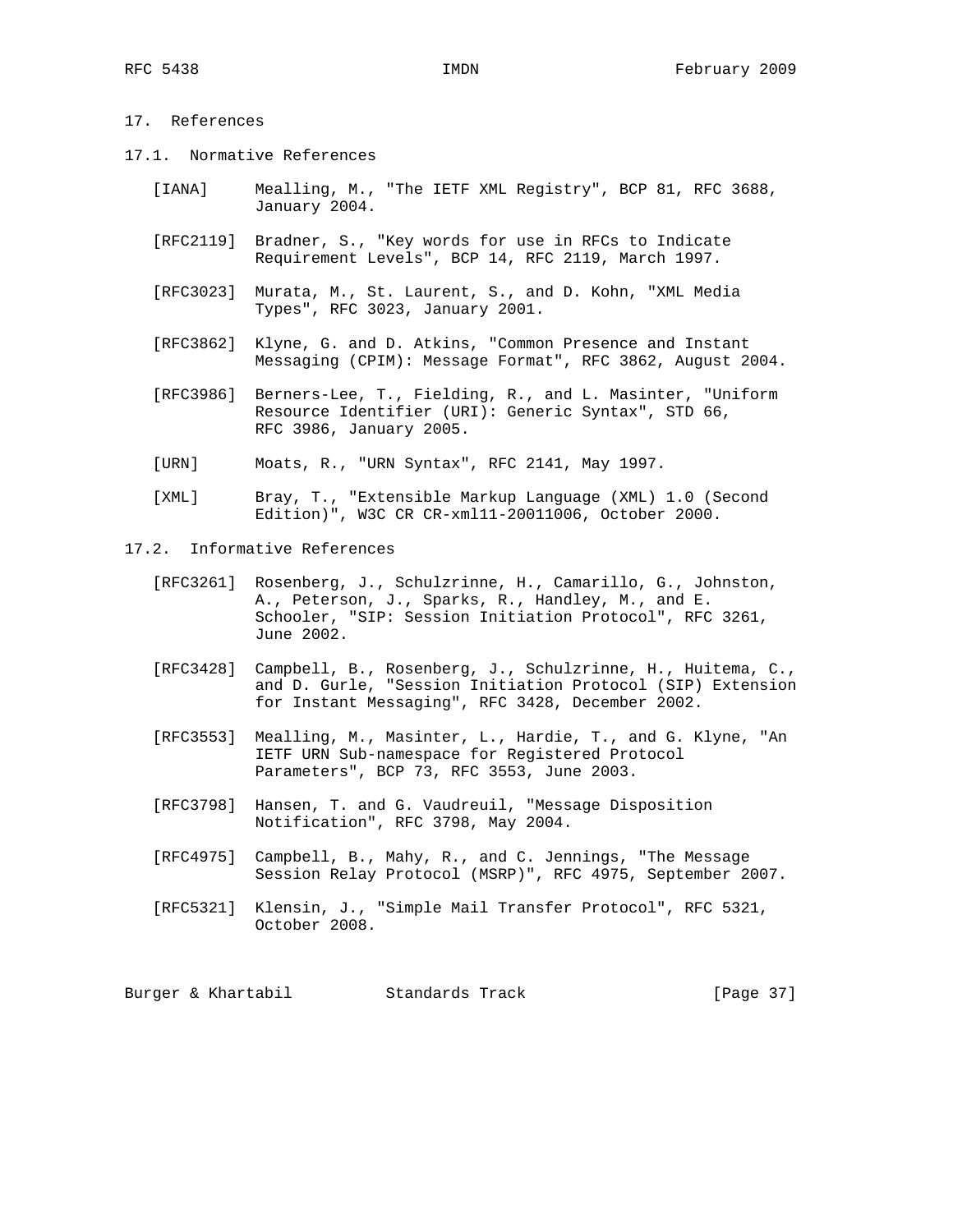## 17. References

### 17.1. Normative References

[IANA] Mealling, M., "The IETF XML Registry", BCP 81, RFC 3688, January 2004.

[RFC2119] Bradner, S., "Key words for use in RFCs to Indicate Requirement Levels", BCP 14, RFC 2119, March 1997.

[RFC3023] Murata, M., St. Laurent, S., and D. Kohn, "XML Media Types", RFC 3023, January 2001.

[RFC3862] Klyne, G. and D. Atkins, "Common Presence and Instant Messaging (CPIM): Message Format", RFC 3862, August 2004.

[RFC3986] Berners-Lee, T., Fielding, R., and L. Masinter, "Uniform Resource Identifier (URI): Generic Syntax", STD 66, RFC 3986, January 2005.

[URN] Moats, R., "URN Syntax", RFC 2141, May 1997.

[XML] Bray, T., "Extensible Markup Language (XML) 1.0 (Second Edition)", W3C CR CR-xml11-20011006, October 2000.

### 17.2. Informative References

[RFC3261] Rosenberg, J., Schulzrinne, H., Camarillo, G., Johnston, A., Peterson, J., Sparks, R., Handley, M., and E. Schooler, "SIP: Session Initiation Protocol", RFC 3261, June 2002.

[RFC3428] Campbell, B., Rosenberg, J., Schulzrinne, H., Huitema, C., and D. Gurle, "Session Initiation Protocol (SIP) Extension for Instant Messaging", RFC 3428, December 2002.

[RFC3553] Mealling, M., Masinter, L., Hardie, T., and G. Klyne, "An IETF URN Sub-namespace for Registered Protocol Parameters", BCP 73, RFC 3553, June 2003.

[RFC3798] Hansen, T. and G. Vaudreuil, "Message Disposition Notification", RFC 3798, May 2004.

[RFC4975] Campbell, B., Mahy, R., and C. Jennings, "The Message Session Relay Protocol (MSRP)", RFC 4975, September 2007.

[RFC5321] Klensin, J., "Simple Mail Transfer Protocol", RFC 5321, October 2008.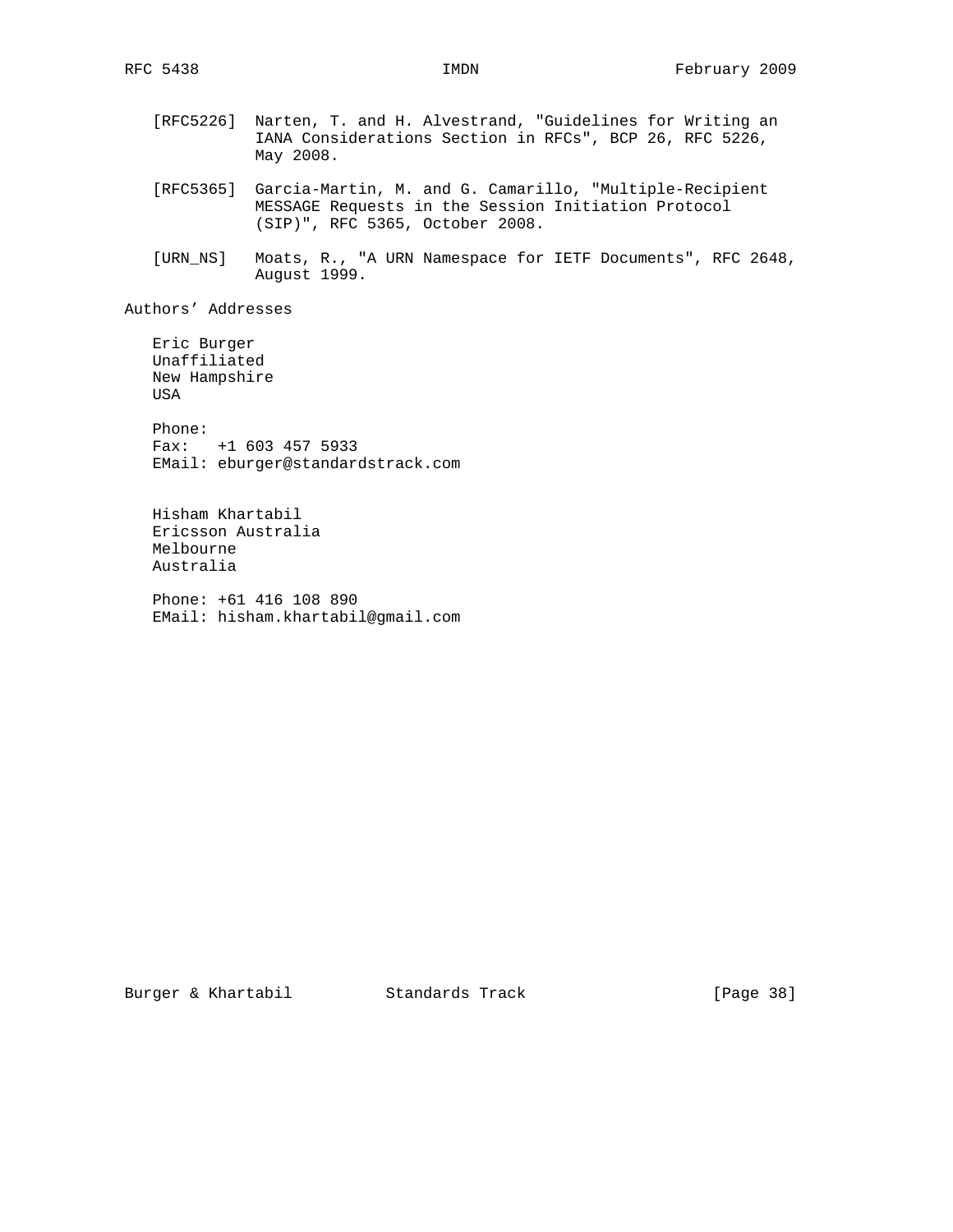[RFC5226] Narten, T. and H. Alvestrand, "Guidelines for Writing an IANA Considerations Section in RFCs", BCP 26, RFC 5226, May 2008.

[RFC5365] Garcia-Martin, M. and G. Camarillo, "Multiple-Recipient MESSAGE Requests in the Session Initiation Protocol (SIP)", RFC 5365, October 2008.

[URN_NS] Moats, R., "A URN Namespace for IETF Documents", RFC 2648, August 1999.

## Authors' Addresses

Eric Burger
Unaffiliated
New Hampshire
USA

Phone:
Fax: +1 603 457 5933
EMail: eburger@standardstrack.com

Hisham Khartabil
Ericsson Australia
Melbourne
Australia

Phone: +61 416 108 890
EMail: hisham.khartabil@gmail.com